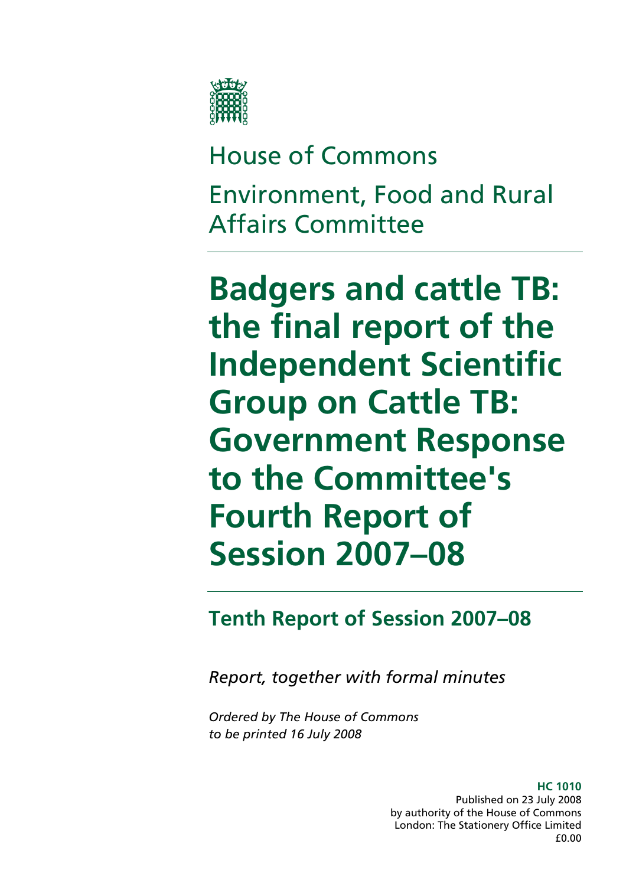# House of Commons

## Environment, Food and Rural Affairs Committee

# Badgers and cattle TB: the final report of the Independent Scientific Group on Cattle TB: Government Response to the Committee's Fourth Report of Session 2007–08

## Tenth Report of Session 2007–08

*Report, together with formal minutes*

*Ordered by The House of Commons to be printed 16 July 2008*

**HC 1010**
Published on 23 July 2008
by authority of the House of Commons
London: The Stationery Office Limited
£0.00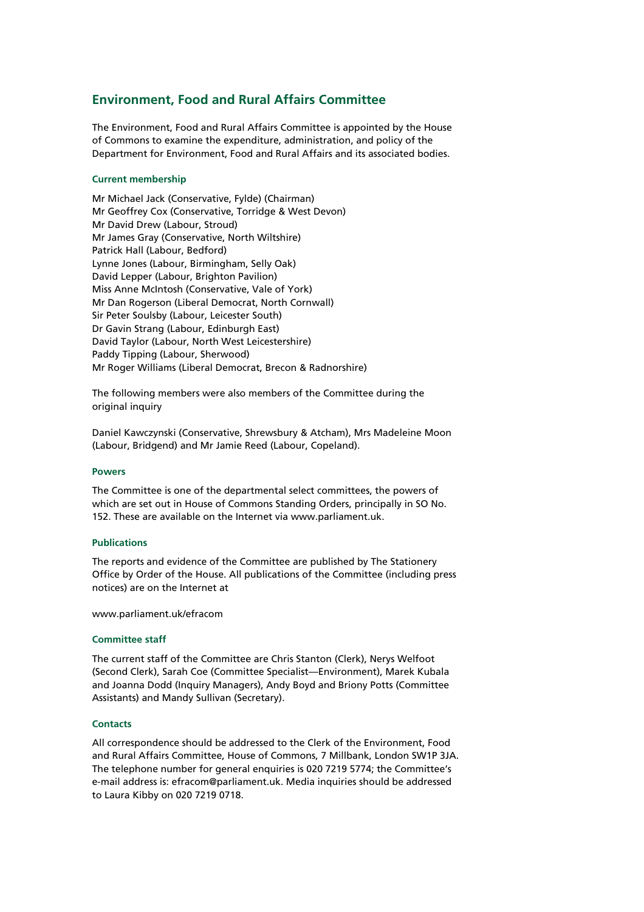## Environment, Food and Rural Affairs Committee

The Environment, Food and Rural Affairs Committee is appointed by the House of Commons to examine the expenditure, administration, and policy of the Department for Environment, Food and Rural Affairs and its associated bodies.

### Current membership

Mr Michael Jack (Conservative, Fylde) (Chairman)
Mr Geoffrey Cox (Conservative, Torridge & West Devon)
Mr David Drew (Labour, Stroud)
Mr James Gray (Conservative, North Wiltshire)
Patrick Hall (Labour, Bedford)
Lynne Jones (Labour, Birmingham, Selly Oak)
David Lepper (Labour, Brighton Pavilion)
Miss Anne McIntosh (Conservative, Vale of York)
Mr Dan Rogerson (Liberal Democrat, North Cornwall)
Sir Peter Soulsby (Labour, Leicester South)
Dr Gavin Strang (Labour, Edinburgh East)
David Taylor (Labour, North West Leicestershire)
Paddy Tipping (Labour, Sherwood)
Mr Roger Williams (Liberal Democrat, Brecon & Radnorshire)

The following members were also members of the Committee during the original inquiry

Daniel Kawczynski (Conservative, Shrewsbury & Atcham), Mrs Madeleine Moon (Labour, Bridgend) and Mr Jamie Reed (Labour, Copeland).

### Powers

The Committee is one of the departmental select committees, the powers of which are set out in House of Commons Standing Orders, principally in SO No. 152. These are available on the Internet via www.parliament.uk.

### Publications

The reports and evidence of the Committee are published by The Stationery Office by Order of the House. All publications of the Committee (including press notices) are on the Internet at

www.parliament.uk/efracom

### Committee staff

The current staff of the Committee are Chris Stanton (Clerk), Nerys Welfoot (Second Clerk), Sarah Coe (Committee Specialist—Environment), Marek Kubala and Joanna Dodd (Inquiry Managers), Andy Boyd and Briony Potts (Committee Assistants) and Mandy Sullivan (Secretary).

### Contacts

All correspondence should be addressed to the Clerk of the Environment, Food and Rural Affairs Committee, House of Commons, 7 Millbank, London SW1P 3JA. The telephone number for general enquiries is 020 7219 5774; the Committee's e-mail address is: efracom@parliament.uk. Media inquiries should be addressed to Laura Kibby on 020 7219 0718.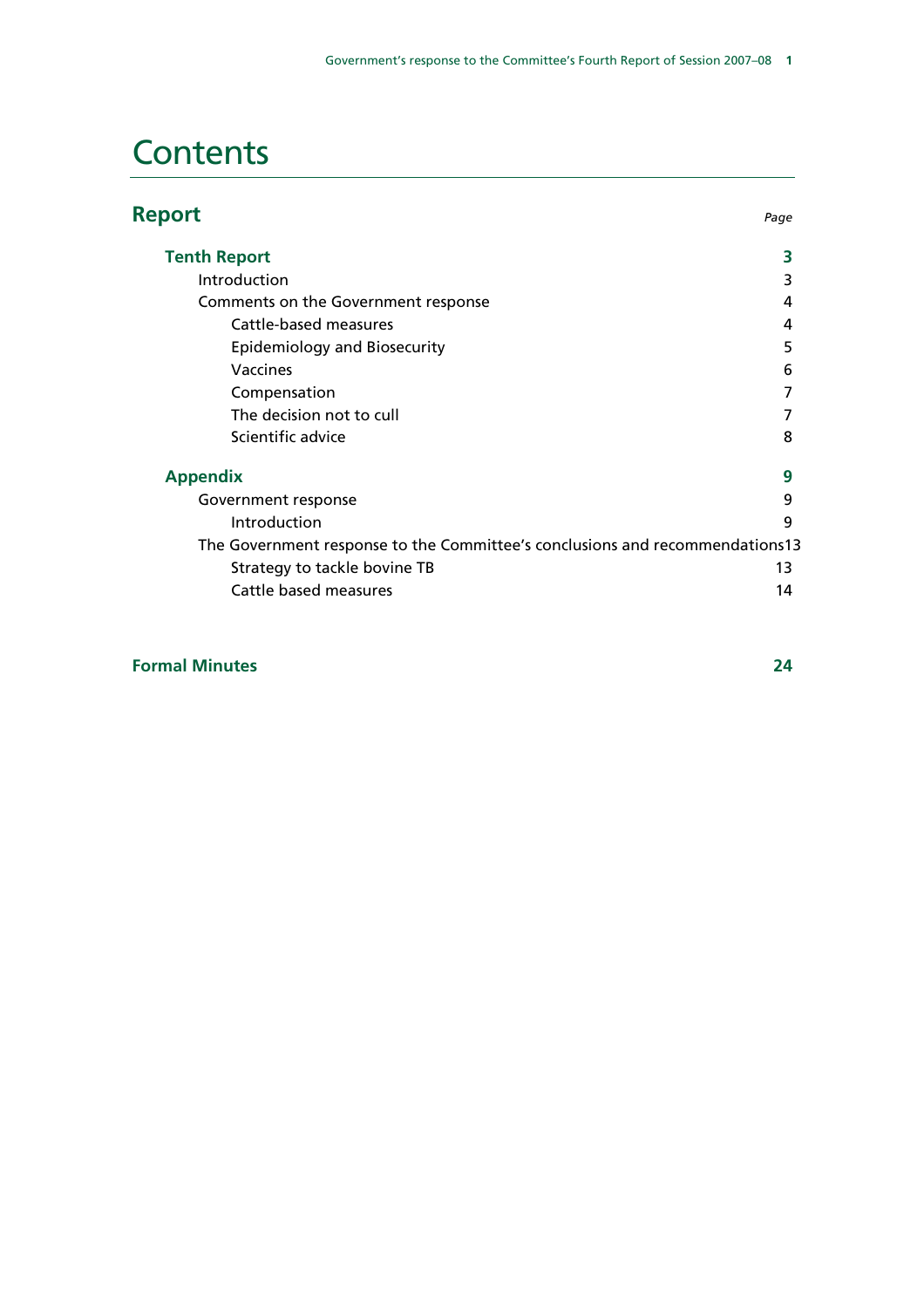# Contents

| **Report** | *Page* |
|---|---|
| **Tenth Report** | **3** |
| Introduction | 3 |
| Comments on the Government response | 4 |
| Cattle-based measures | 4 |
| Epidemiology and Biosecurity | 5 |
| Vaccines | 6 |
| Compensation | 7 |
| The decision not to cull | 7 |
| Scientific advice | 8 |
| **Appendix** | **9** |
| Government response | 9 |
| Introduction | 9 |
| The Government response to the Committee's conclusions and recommendations | 13 |
| Strategy to tackle bovine TB | 13 |
| Cattle based measures | 14 |
| **Formal Minutes** | **24** |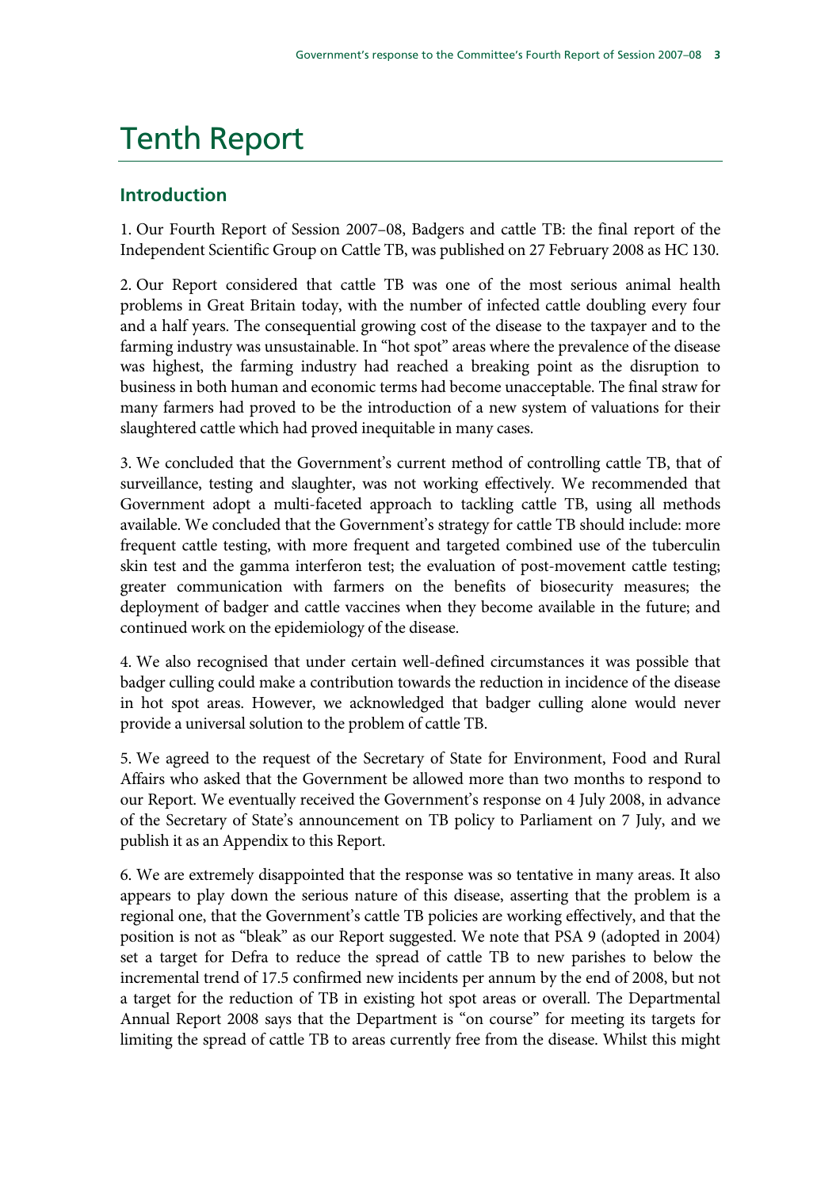# Tenth Report

## Introduction

1. Our Fourth Report of Session 2007–08, Badgers and cattle TB: the final report of the Independent Scientific Group on Cattle TB, was published on 27 February 2008 as HC 130.

2. Our Report considered that cattle TB was one of the most serious animal health problems in Great Britain today, with the number of infected cattle doubling every four and a half years. The consequential growing cost of the disease to the taxpayer and to the farming industry was unsustainable. In "hot spot" areas where the prevalence of the disease was highest, the farming industry had reached a breaking point as the disruption to business in both human and economic terms had become unacceptable. The final straw for many farmers had proved to be the introduction of a new system of valuations for their slaughtered cattle which had proved inequitable in many cases.

3. We concluded that the Government's current method of controlling cattle TB, that of surveillance, testing and slaughter, was not working effectively. We recommended that Government adopt a multi-faceted approach to tackling cattle TB, using all methods available. We concluded that the Government's strategy for cattle TB should include: more frequent cattle testing, with more frequent and targeted combined use of the tuberculin skin test and the gamma interferon test; the evaluation of post-movement cattle testing; greater communication with farmers on the benefits of biosecurity measures; the deployment of badger and cattle vaccines when they become available in the future; and continued work on the epidemiology of the disease.

4. We also recognised that under certain well-defined circumstances it was possible that badger culling could make a contribution towards the reduction in incidence of the disease in hot spot areas. However, we acknowledged that badger culling alone would never provide a universal solution to the problem of cattle TB.

5. We agreed to the request of the Secretary of State for Environment, Food and Rural Affairs who asked that the Government be allowed more than two months to respond to our Report. We eventually received the Government's response on 4 July 2008, in advance of the Secretary of State's announcement on TB policy to Parliament on 7 July, and we publish it as an Appendix to this Report.

6. We are extremely disappointed that the response was so tentative in many areas. It also appears to play down the serious nature of this disease, asserting that the problem is a regional one, that the Government's cattle TB policies are working effectively, and that the position is not as "bleak" as our Report suggested. We note that PSA 9 (adopted in 2004) set a target for Defra to reduce the spread of cattle TB to new parishes to below the incremental trend of 17.5 confirmed new incidents per annum by the end of 2008, but not a target for the reduction of TB in existing hot spot areas or overall. The Departmental Annual Report 2008 says that the Department is "on course" for meeting its targets for limiting the spread of cattle TB to areas currently free from the disease. Whilst this might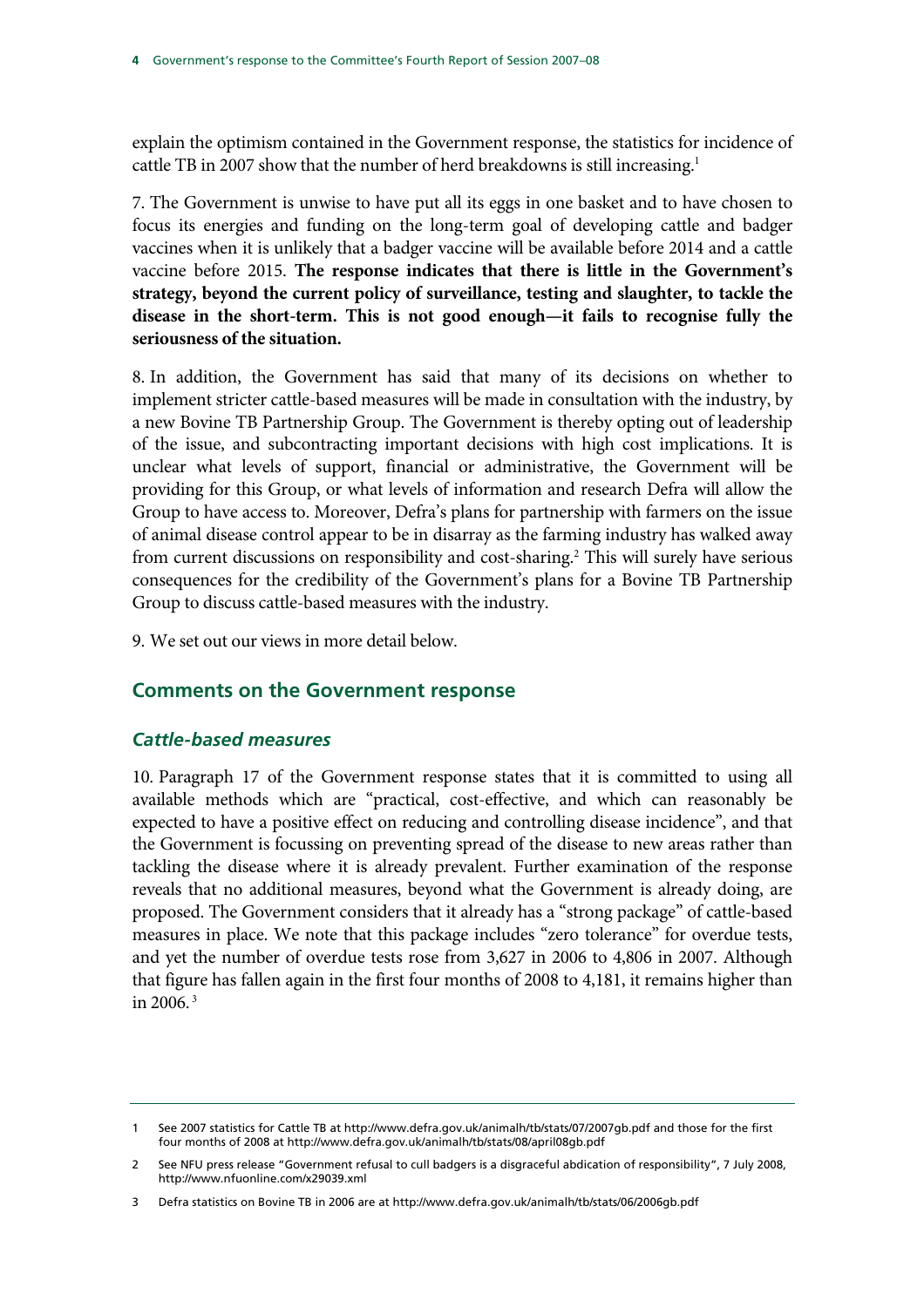explain the optimism contained in the Government response, the statistics for incidence of cattle TB in 2007 show that the number of herd breakdowns is still increasing.[1]

7. The Government is unwise to have put all its eggs in one basket and to have chosen to focus its energies and funding on the long-term goal of developing cattle and badger vaccines when it is unlikely that a badger vaccine will be available before 2014 and a cattle vaccine before 2015. **The response indicates that there is little in the Government's strategy, beyond the current policy of surveillance, testing and slaughter, to tackle the disease in the short-term. This is not good enough—it fails to recognise fully the seriousness of the situation.**

8. In addition, the Government has said that many of its decisions on whether to implement stricter cattle-based measures will be made in consultation with the industry, by a new Bovine TB Partnership Group. The Government is thereby opting out of leadership of the issue, and subcontracting important decisions with high cost implications. It is unclear what levels of support, financial or administrative, the Government will be providing for this Group, or what levels of information and research Defra will allow the Group to have access to. Moreover, Defra's plans for partnership with farmers on the issue of animal disease control appear to be in disarray as the farming industry has walked away from current discussions on responsibility and cost-sharing.[2] This will surely have serious consequences for the credibility of the Government's plans for a Bovine TB Partnership Group to discuss cattle-based measures with the industry.

9. We set out our views in more detail below.

## Comments on the Government response

### *Cattle-based measures*

10. Paragraph 17 of the Government response states that it is committed to using all available methods which are "practical, cost-effective, and which can reasonably be expected to have a positive effect on reducing and controlling disease incidence", and that the Government is focussing on preventing spread of the disease to new areas rather than tackling the disease where it is already prevalent. Further examination of the response reveals that no additional measures, beyond what the Government is already doing, are proposed. The Government considers that it already has a "strong package" of cattle-based measures in place. We note that this package includes "zero tolerance" for overdue tests, and yet the number of overdue tests rose from 3,627 in 2006 to 4,806 in 2007. Although that figure has fallen again in the first four months of 2008 to 4,181, it remains higher than in 2006.[3]

---

1 See 2007 statistics for Cattle TB at http://www.defra.gov.uk/animalh/tb/stats/07/2007gb.pdf and those for the first four months of 2008 at http://www.defra.gov.uk/animalh/tb/stats/08/april08gb.pdf

2 See NFU press release "Government refusal to cull badgers is a disgraceful abdication of responsibility", 7 July 2008, http://www.nfuonline.com/x29039.xml

3 Defra statistics on Bovine TB in 2006 are at http://www.defra.gov.uk/animalh/tb/stats/06/2006gb.pdf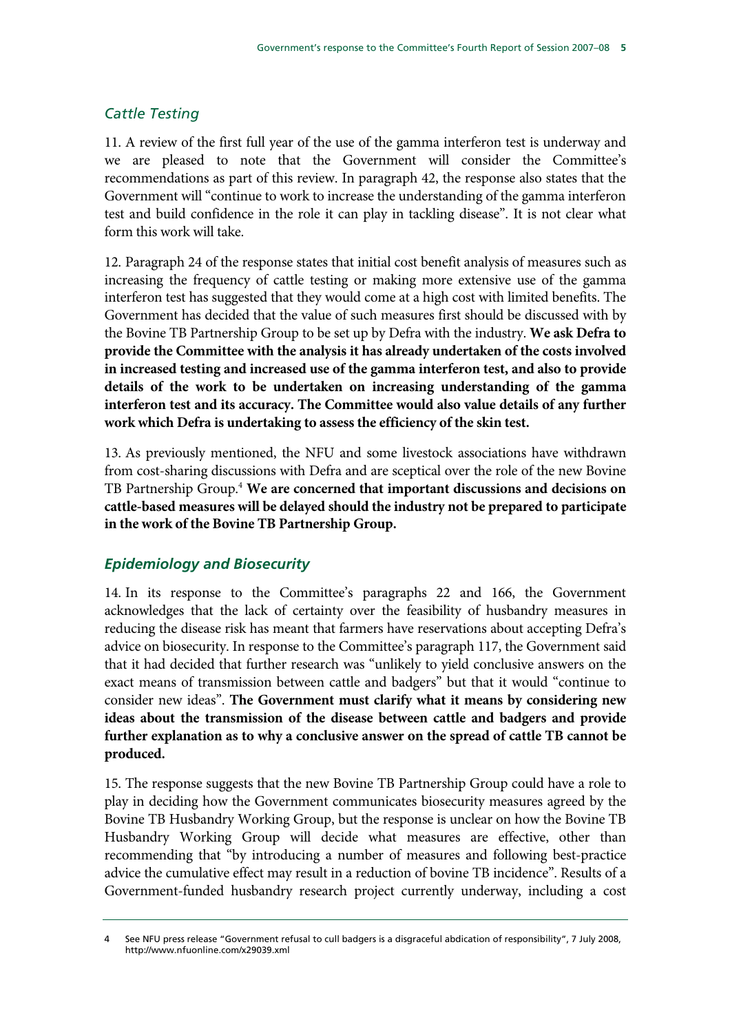### *Cattle Testing*

11. A review of the first full year of the use of the gamma interferon test is underway and we are pleased to note that the Government will consider the Committee's recommendations as part of this review. In paragraph 42, the response also states that the Government will "continue to work to increase the understanding of the gamma interferon test and build confidence in the role it can play in tackling disease". It is not clear what form this work will take.

12. Paragraph 24 of the response states that initial cost benefit analysis of measures such as increasing the frequency of cattle testing or making more extensive use of the gamma interferon test has suggested that they would come at a high cost with limited benefits. The Government has decided that the value of such measures first should be discussed with by the Bovine TB Partnership Group to be set up by Defra with the industry. **We ask Defra to provide the Committee with the analysis it has already undertaken of the costs involved in increased testing and increased use of the gamma interferon test, and also to provide details of the work to be undertaken on increasing understanding of the gamma interferon test and its accuracy. The Committee would also value details of any further work which Defra is undertaking to assess the efficiency of the skin test.**

13. As previously mentioned, the NFU and some livestock associations have withdrawn from cost-sharing discussions with Defra and are sceptical over the role of the new Bovine TB Partnership Group.[4] **We are concerned that important discussions and decisions on cattle-based measures will be delayed should the industry not be prepared to participate in the work of the Bovine TB Partnership Group.**

### *Epidemiology and Biosecurity*

14. In its response to the Committee's paragraphs 22 and 166, the Government acknowledges that the lack of certainty over the feasibility of husbandry measures in reducing the disease risk has meant that farmers have reservations about accepting Defra's advice on biosecurity. In response to the Committee's paragraph 117, the Government said that it had decided that further research was "unlikely to yield conclusive answers on the exact means of transmission between cattle and badgers" but that it would "continue to consider new ideas". **The Government must clarify what it means by considering new ideas about the transmission of the disease between cattle and badgers and provide further explanation as to why a conclusive answer on the spread of cattle TB cannot be produced.**

15. The response suggests that the new Bovine TB Partnership Group could have a role to play in deciding how the Government communicates biosecurity measures agreed by the Bovine TB Husbandry Working Group, but the response is unclear on how the Bovine TB Husbandry Working Group will decide what measures are effective, other than recommending that "by introducing a number of measures and following best-practice advice the cumulative effect may result in a reduction of bovine TB incidence". Results of a Government-funded husbandry research project currently underway, including a cost

4 See NFU press release "Government refusal to cull badgers is a disgraceful abdication of responsibility", 7 July 2008, http://www.nfuonline.com/x29039.xml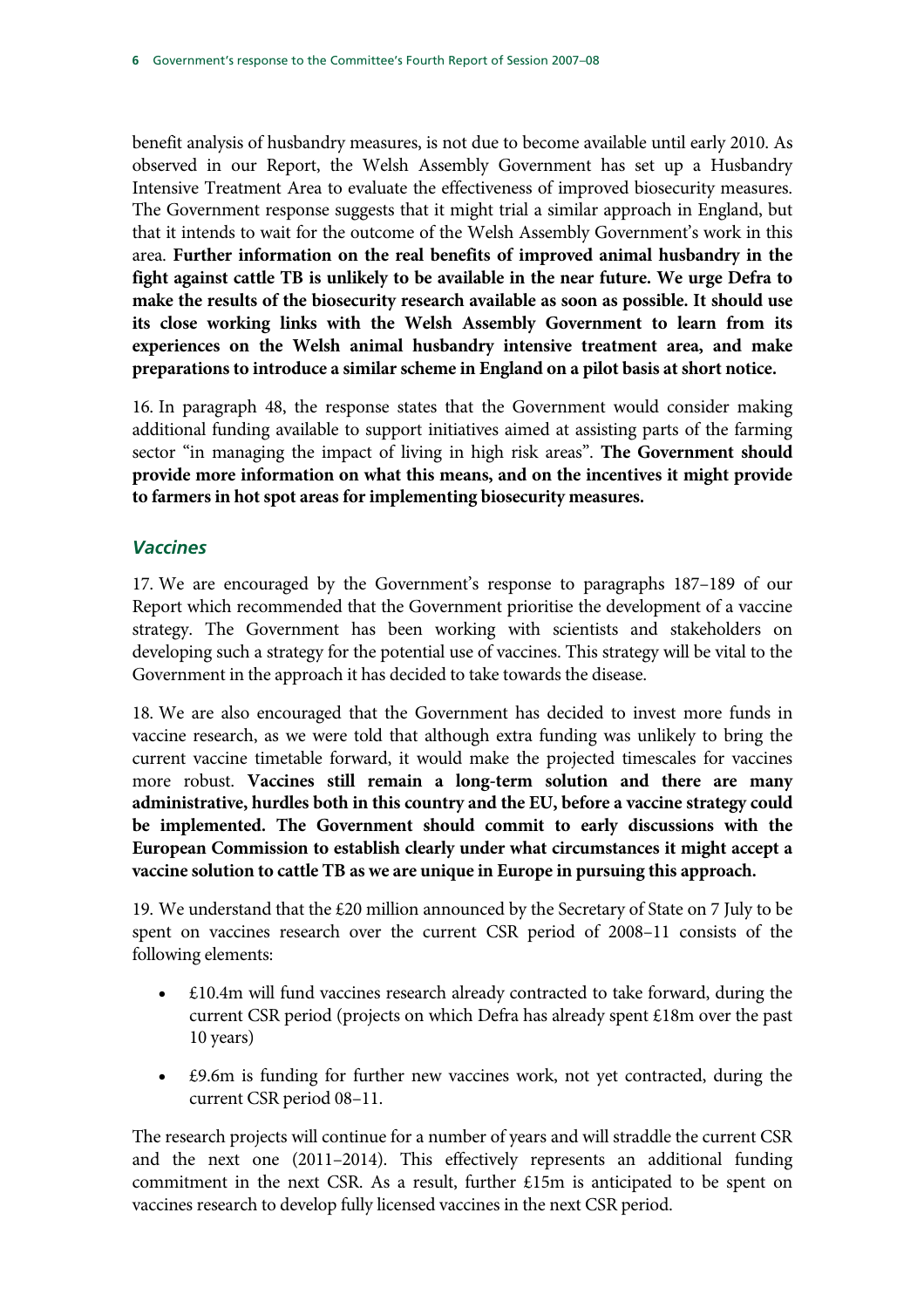benefit analysis of husbandry measures, is not due to become available until early 2010. As observed in our Report, the Welsh Assembly Government has set up a Husbandry Intensive Treatment Area to evaluate the effectiveness of improved biosecurity measures. The Government response suggests that it might trial a similar approach in England, but that it intends to wait for the outcome of the Welsh Assembly Government's work in this area. **Further information on the real benefits of improved animal husbandry in the fight against cattle TB is unlikely to be available in the near future. We urge Defra to make the results of the biosecurity research available as soon as possible. It should use its close working links with the Welsh Assembly Government to learn from its experiences on the Welsh animal husbandry intensive treatment area, and make preparations to introduce a similar scheme in England on a pilot basis at short notice.**

16. In paragraph 48, the response states that the Government would consider making additional funding available to support initiatives aimed at assisting parts of the farming sector "in managing the impact of living in high risk areas". **The Government should provide more information on what this means, and on the incentives it might provide to farmers in hot spot areas for implementing biosecurity measures.**

### *Vaccines*

17. We are encouraged by the Government's response to paragraphs 187–189 of our Report which recommended that the Government prioritise the development of a vaccine strategy. The Government has been working with scientists and stakeholders on developing such a strategy for the potential use of vaccines. This strategy will be vital to the Government in the approach it has decided to take towards the disease.

18. We are also encouraged that the Government has decided to invest more funds in vaccine research, as we were told that although extra funding was unlikely to bring the current vaccine timetable forward, it would make the projected timescales for vaccines more robust. **Vaccines still remain a long-term solution and there are many administrative, hurdles both in this country and the EU, before a vaccine strategy could be implemented. The Government should commit to early discussions with the European Commission to establish clearly under what circumstances it might accept a vaccine solution to cattle TB as we are unique in Europe in pursuing this approach.**

19. We understand that the £20 million announced by the Secretary of State on 7 July to be spent on vaccines research over the current CSR period of 2008–11 consists of the following elements:

- £10.4m will fund vaccines research already contracted to take forward, during the current CSR period (projects on which Defra has already spent £18m over the past 10 years)
- £9.6m is funding for further new vaccines work, not yet contracted, during the current CSR period 08–11.

The research projects will continue for a number of years and will straddle the current CSR and the next one (2011–2014). This effectively represents an additional funding commitment in the next CSR. As a result, further £15m is anticipated to be spent on vaccines research to develop fully licensed vaccines in the next CSR period.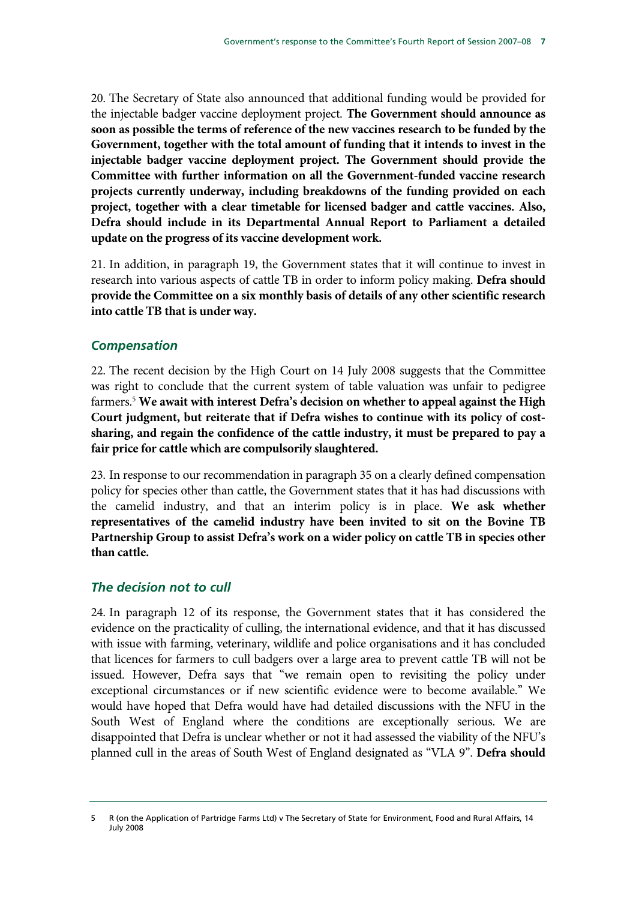20. The Secretary of State also announced that additional funding would be provided for the injectable badger vaccine deployment project. **The Government should announce as soon as possible the terms of reference of the new vaccines research to be funded by the Government, together with the total amount of funding that it intends to invest in the injectable badger vaccine deployment project. The Government should provide the Committee with further information on all the Government-funded vaccine research projects currently underway, including breakdowns of the funding provided on each project, together with a clear timetable for licensed badger and cattle vaccines. Also, Defra should include in its Departmental Annual Report to Parliament a detailed update on the progress of its vaccine development work.**

21. In addition, in paragraph 19, the Government states that it will continue to invest in research into various aspects of cattle TB in order to inform policy making. **Defra should provide the Committee on a six monthly basis of details of any other scientific research into cattle TB that is under way.**

### *Compensation*

22. The recent decision by the High Court on 14 July 2008 suggests that the Committee was right to conclude that the current system of table valuation was unfair to pedigree farmers.[5] **We await with interest Defra's decision on whether to appeal against the High Court judgment, but reiterate that if Defra wishes to continue with its policy of cost-sharing, and regain the confidence of the cattle industry, it must be prepared to pay a fair price for cattle which are compulsorily slaughtered.**

23. In response to our recommendation in paragraph 35 on a clearly defined compensation policy for species other than cattle, the Government states that it has had discussions with the camelid industry, and that an interim policy is in place. **We ask whether representatives of the camelid industry have been invited to sit on the Bovine TB Partnership Group to assist Defra's work on a wider policy on cattle TB in species other than cattle.**

### *The decision not to cull*

24. In paragraph 12 of its response, the Government states that it has considered the evidence on the practicality of culling, the international evidence, and that it has discussed with issue with farming, veterinary, wildlife and police organisations and it has concluded that licences for farmers to cull badgers over a large area to prevent cattle TB will not be issued. However, Defra says that "we remain open to revisiting the policy under exceptional circumstances or if new scientific evidence were to become available." We would have hoped that Defra would have had detailed discussions with the NFU in the South West of England where the conditions are exceptionally serious. We are disappointed that Defra is unclear whether or not it had assessed the viability of the NFU's planned cull in the areas of South West of England designated as "VLA 9". **Defra should**

---

5 R (on the Application of Partridge Farms Ltd) v The Secretary of State for Environment, Food and Rural Affairs, 14 July 2008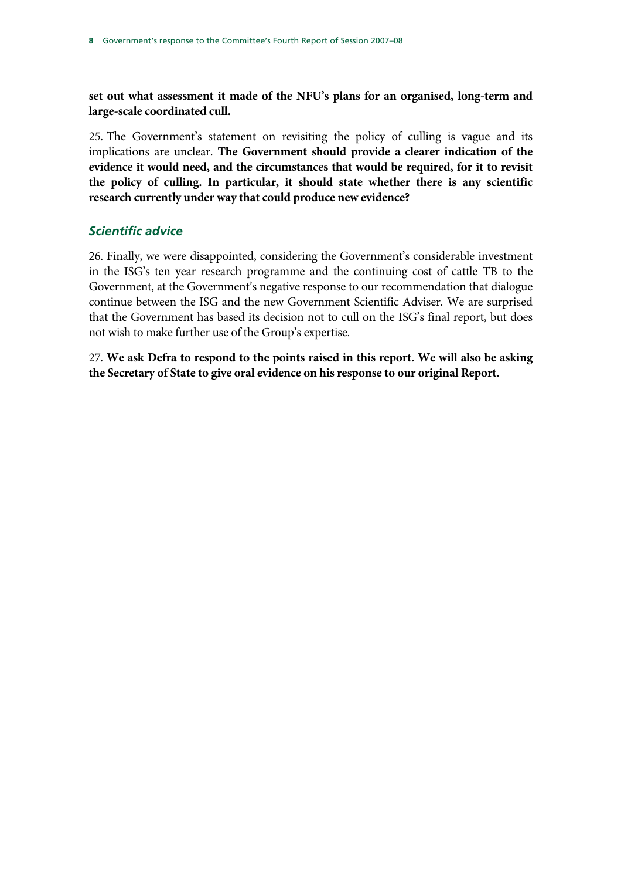**set out what assessment it made of the NFU's plans for an organised, long-term and large-scale coordinated cull.**

25. The Government's statement on revisiting the policy of culling is vague and its implications are unclear. **The Government should provide a clearer indication of the evidence it would need, and the circumstances that would be required, for it to revisit the policy of culling. In particular, it should state whether there is any scientific research currently under way that could produce new evidence?**

## *Scientific advice*

26. Finally, we were disappointed, considering the Government's considerable investment in the ISG's ten year research programme and the continuing cost of cattle TB to the Government, at the Government's negative response to our recommendation that dialogue continue between the ISG and the new Government Scientific Adviser. We are surprised that the Government has based its decision not to cull on the ISG's final report, but does not wish to make further use of the Group's expertise.

27. **We ask Defra to respond to the points raised in this report. We will also be asking the Secretary of State to give oral evidence on his response to our original Report.**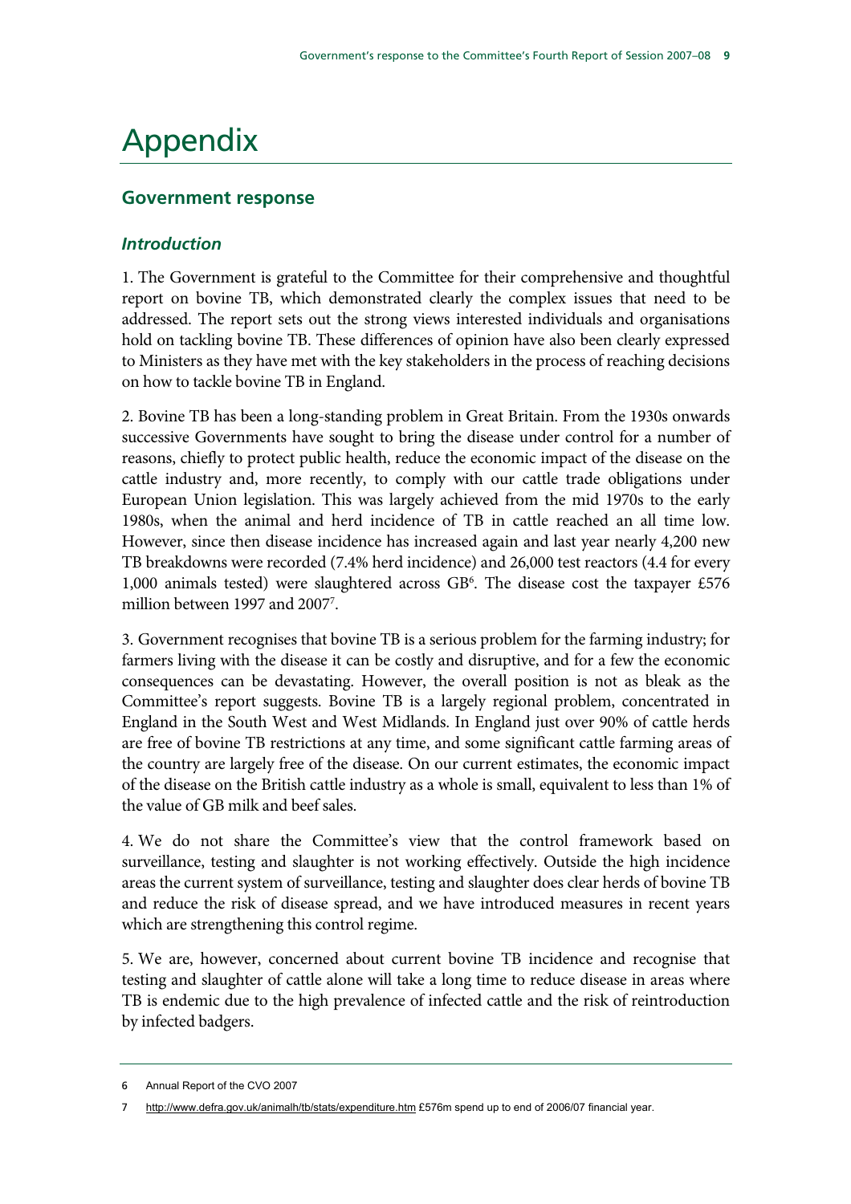# Appendix

## Government response

### *Introduction*

1. The Government is grateful to the Committee for their comprehensive and thoughtful report on bovine TB, which demonstrated clearly the complex issues that need to be addressed. The report sets out the strong views interested individuals and organisations hold on tackling bovine TB. These differences of opinion have also been clearly expressed to Ministers as they have met with the key stakeholders in the process of reaching decisions on how to tackle bovine TB in England.

2. Bovine TB has been a long-standing problem in Great Britain. From the 1930s onwards successive Governments have sought to bring the disease under control for a number of reasons, chiefly to protect public health, reduce the economic impact of the disease on the cattle industry and, more recently, to comply with our cattle trade obligations under European Union legislation. This was largely achieved from the mid 1970s to the early 1980s, when the animal and herd incidence of TB in cattle reached an all time low. However, since then disease incidence has increased again and last year nearly 4,200 new TB breakdowns were recorded (7.4% herd incidence) and 26,000 test reactors (4.4 for every 1,000 animals tested) were slaughtered across GB[6]. The disease cost the taxpayer £576 million between 1997 and 2007[7].

3. Government recognises that bovine TB is a serious problem for the farming industry; for farmers living with the disease it can be costly and disruptive, and for a few the economic consequences can be devastating. However, the overall position is not as bleak as the Committee's report suggests. Bovine TB is a largely regional problem, concentrated in England in the South West and West Midlands. In England just over 90% of cattle herds are free of bovine TB restrictions at any time, and some significant cattle farming areas of the country are largely free of the disease. On our current estimates, the economic impact of the disease on the British cattle industry as a whole is small, equivalent to less than 1% of the value of GB milk and beef sales.

4. We do not share the Committee's view that the control framework based on surveillance, testing and slaughter is not working effectively. Outside the high incidence areas the current system of surveillance, testing and slaughter does clear herds of bovine TB and reduce the risk of disease spread, and we have introduced measures in recent years which are strengthening this control regime.

5. We are, however, concerned about current bovine TB incidence and recognise that testing and slaughter of cattle alone will take a long time to reduce disease in areas where TB is endemic due to the high prevalence of infected cattle and the risk of reintroduction by infected badgers.

---

6 Annual Report of the CVO 2007

7 http://www.defra.gov.uk/animalh/tb/stats/expenditure.htm £576m spend up to end of 2006/07 financial year.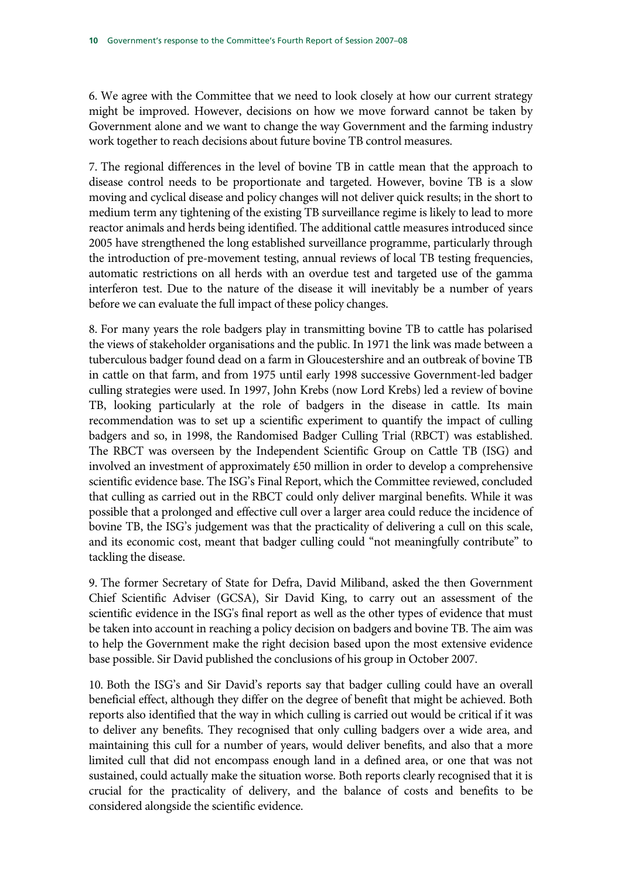6. We agree with the Committee that we need to look closely at how our current strategy might be improved. However, decisions on how we move forward cannot be taken by Government alone and we want to change the way Government and the farming industry work together to reach decisions about future bovine TB control measures.

7. The regional differences in the level of bovine TB in cattle mean that the approach to disease control needs to be proportionate and targeted. However, bovine TB is a slow moving and cyclical disease and policy changes will not deliver quick results; in the short to medium term any tightening of the existing TB surveillance regime is likely to lead to more reactor animals and herds being identified. The additional cattle measures introduced since 2005 have strengthened the long established surveillance programme, particularly through the introduction of pre-movement testing, annual reviews of local TB testing frequencies, automatic restrictions on all herds with an overdue test and targeted use of the gamma interferon test. Due to the nature of the disease it will inevitably be a number of years before we can evaluate the full impact of these policy changes.

8. For many years the role badgers play in transmitting bovine TB to cattle has polarised the views of stakeholder organisations and the public. In 1971 the link was made between a tuberculous badger found dead on a farm in Gloucestershire and an outbreak of bovine TB in cattle on that farm, and from 1975 until early 1998 successive Government-led badger culling strategies were used. In 1997, John Krebs (now Lord Krebs) led a review of bovine TB, looking particularly at the role of badgers in the disease in cattle. Its main recommendation was to set up a scientific experiment to quantify the impact of culling badgers and so, in 1998, the Randomised Badger Culling Trial (RBCT) was established. The RBCT was overseen by the Independent Scientific Group on Cattle TB (ISG) and involved an investment of approximately £50 million in order to develop a comprehensive scientific evidence base. The ISG's Final Report, which the Committee reviewed, concluded that culling as carried out in the RBCT could only deliver marginal benefits. While it was possible that a prolonged and effective cull over a larger area could reduce the incidence of bovine TB, the ISG's judgement was that the practicality of delivering a cull on this scale, and its economic cost, meant that badger culling could "not meaningfully contribute" to tackling the disease.

9. The former Secretary of State for Defra, David Miliband, asked the then Government Chief Scientific Adviser (GCSA), Sir David King, to carry out an assessment of the scientific evidence in the ISG's final report as well as the other types of evidence that must be taken into account in reaching a policy decision on badgers and bovine TB. The aim was to help the Government make the right decision based upon the most extensive evidence base possible. Sir David published the conclusions of his group in October 2007.

10. Both the ISG's and Sir David's reports say that badger culling could have an overall beneficial effect, although they differ on the degree of benefit that might be achieved. Both reports also identified that the way in which culling is carried out would be critical if it was to deliver any benefits. They recognised that only culling badgers over a wide area, and maintaining this cull for a number of years, would deliver benefits, and also that a more limited cull that did not encompass enough land in a defined area, or one that was not sustained, could actually make the situation worse. Both reports clearly recognised that it is crucial for the practicality of delivery, and the balance of costs and benefits to be considered alongside the scientific evidence.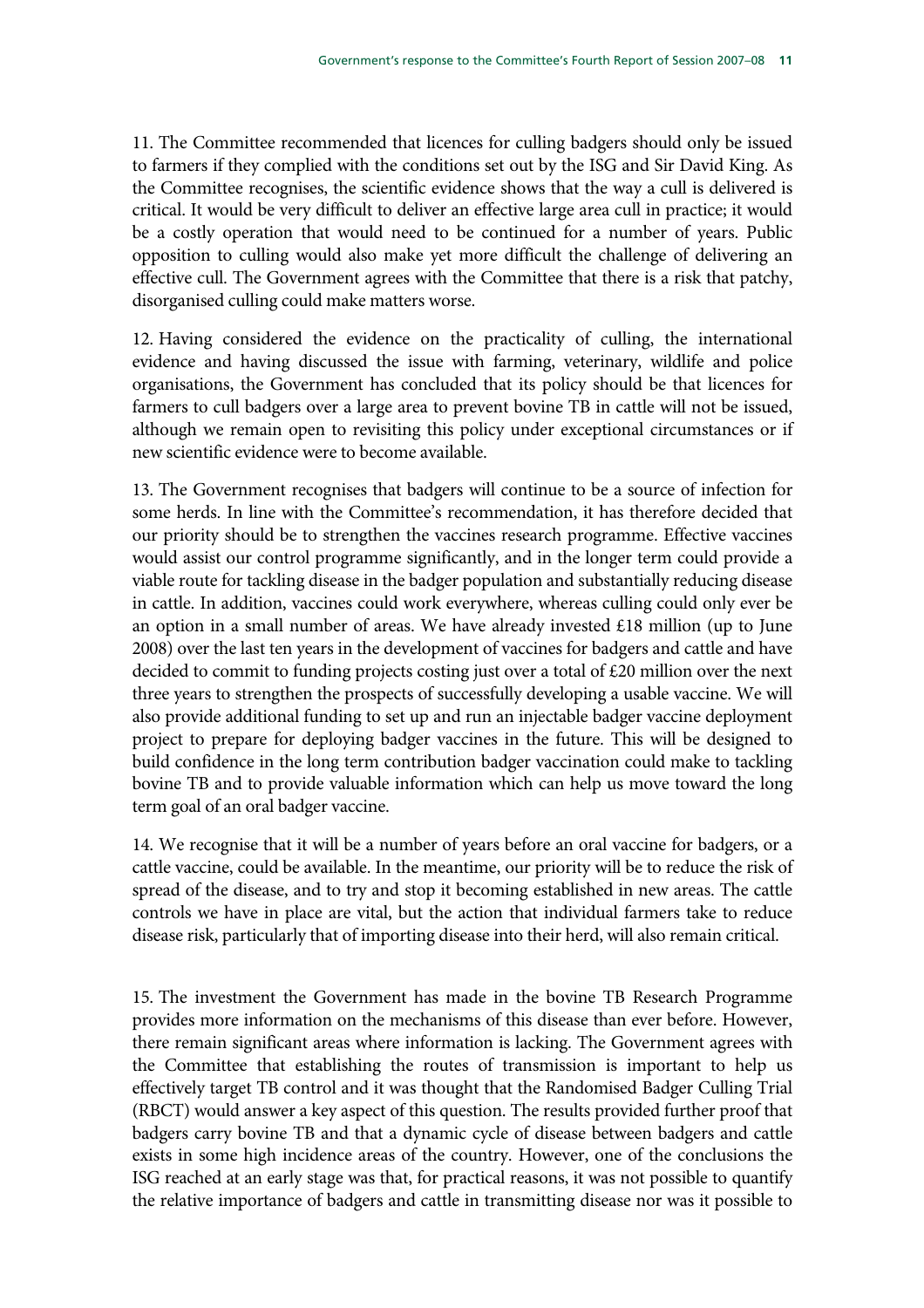11. The Committee recommended that licences for culling badgers should only be issued to farmers if they complied with the conditions set out by the ISG and Sir David King. As the Committee recognises, the scientific evidence shows that the way a cull is delivered is critical. It would be very difficult to deliver an effective large area cull in practice; it would be a costly operation that would need to be continued for a number of years. Public opposition to culling would also make yet more difficult the challenge of delivering an effective cull. The Government agrees with the Committee that there is a risk that patchy, disorganised culling could make matters worse.

12. Having considered the evidence on the practicality of culling, the international evidence and having discussed the issue with farming, veterinary, wildlife and police organisations, the Government has concluded that its policy should be that licences for farmers to cull badgers over a large area to prevent bovine TB in cattle will not be issued, although we remain open to revisiting this policy under exceptional circumstances or if new scientific evidence were to become available.

13. The Government recognises that badgers will continue to be a source of infection for some herds. In line with the Committee's recommendation, it has therefore decided that our priority should be to strengthen the vaccines research programme. Effective vaccines would assist our control programme significantly, and in the longer term could provide a viable route for tackling disease in the badger population and substantially reducing disease in cattle. In addition, vaccines could work everywhere, whereas culling could only ever be an option in a small number of areas. We have already invested £18 million (up to June 2008) over the last ten years in the development of vaccines for badgers and cattle and have decided to commit to funding projects costing just over a total of £20 million over the next three years to strengthen the prospects of successfully developing a usable vaccine. We will also provide additional funding to set up and run an injectable badger vaccine deployment project to prepare for deploying badger vaccines in the future. This will be designed to build confidence in the long term contribution badger vaccination could make to tackling bovine TB and to provide valuable information which can help us move toward the long term goal of an oral badger vaccine.

14. We recognise that it will be a number of years before an oral vaccine for badgers, or a cattle vaccine, could be available. In the meantime, our priority will be to reduce the risk of spread of the disease, and to try and stop it becoming established in new areas. The cattle controls we have in place are vital, but the action that individual farmers take to reduce disease risk, particularly that of importing disease into their herd, will also remain critical.

15. The investment the Government has made in the bovine TB Research Programme provides more information on the mechanisms of this disease than ever before. However, there remain significant areas where information is lacking. The Government agrees with the Committee that establishing the routes of transmission is important to help us effectively target TB control and it was thought that the Randomised Badger Culling Trial (RBCT) would answer a key aspect of this question. The results provided further proof that badgers carry bovine TB and that a dynamic cycle of disease between badgers and cattle exists in some high incidence areas of the country. However, one of the conclusions the ISG reached at an early stage was that, for practical reasons, it was not possible to quantify the relative importance of badgers and cattle in transmitting disease nor was it possible to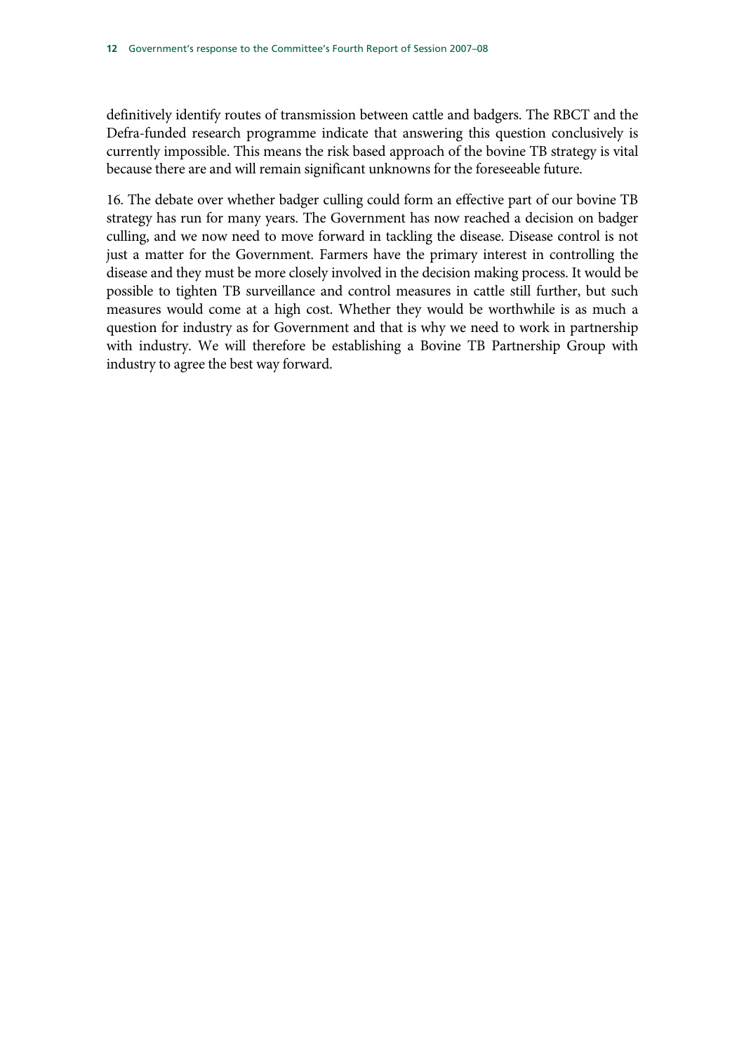definitively identify routes of transmission between cattle and badgers. The RBCT and the Defra-funded research programme indicate that answering this question conclusively is currently impossible. This means the risk based approach of the bovine TB strategy is vital because there are and will remain significant unknowns for the foreseeable future.

16. The debate over whether badger culling could form an effective part of our bovine TB strategy has run for many years. The Government has now reached a decision on badger culling, and we now need to move forward in tackling the disease. Disease control is not just a matter for the Government. Farmers have the primary interest in controlling the disease and they must be more closely involved in the decision making process. It would be possible to tighten TB surveillance and control measures in cattle still further, but such measures would come at a high cost. Whether they would be worthwhile is as much a question for industry as for Government and that is why we need to work in partnership with industry. We will therefore be establishing a Bovine TB Partnership Group with industry to agree the best way forward.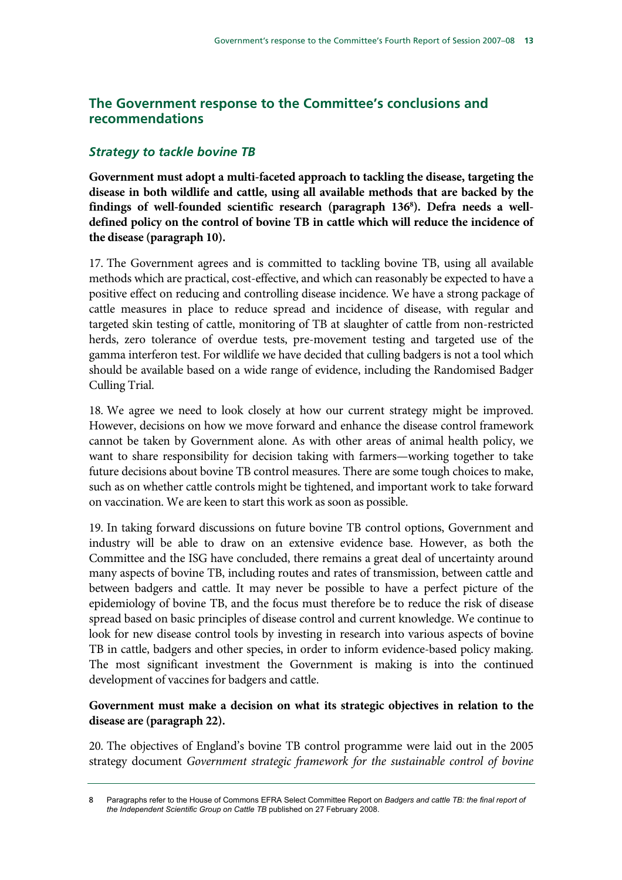## The Government response to the Committee's conclusions and recommendations

### *Strategy to tackle bovine TB*

**Government must adopt a multi-faceted approach to tackling the disease, targeting the disease in both wildlife and cattle, using all available methods that are backed by the findings of well-founded scientific research (paragraph 136[8]). Defra needs a well-defined policy on the control of bovine TB in cattle which will reduce the incidence of the disease (paragraph 10).**

17. The Government agrees and is committed to tackling bovine TB, using all available methods which are practical, cost-effective, and which can reasonably be expected to have a positive effect on reducing and controlling disease incidence. We have a strong package of cattle measures in place to reduce spread and incidence of disease, with regular and targeted skin testing of cattle, monitoring of TB at slaughter of cattle from non-restricted herds, zero tolerance of overdue tests, pre-movement testing and targeted use of the gamma interferon test. For wildlife we have decided that culling badgers is not a tool which should be available based on a wide range of evidence, including the Randomised Badger Culling Trial.

18. We agree we need to look closely at how our current strategy might be improved. However, decisions on how we move forward and enhance the disease control framework cannot be taken by Government alone. As with other areas of animal health policy, we want to share responsibility for decision taking with farmers—working together to take future decisions about bovine TB control measures. There are some tough choices to make, such as on whether cattle controls might be tightened, and important work to take forward on vaccination. We are keen to start this work as soon as possible.

19. In taking forward discussions on future bovine TB control options, Government and industry will be able to draw on an extensive evidence base. However, as both the Committee and the ISG have concluded, there remains a great deal of uncertainty around many aspects of bovine TB, including routes and rates of transmission, between cattle and between badgers and cattle. It may never be possible to have a perfect picture of the epidemiology of bovine TB, and the focus must therefore be to reduce the risk of disease spread based on basic principles of disease control and current knowledge. We continue to look for new disease control tools by investing in research into various aspects of bovine TB in cattle, badgers and other species, in order to inform evidence-based policy making. The most significant investment the Government is making is into the continued development of vaccines for badgers and cattle.

**Government must make a decision on what its strategic objectives in relation to the disease are (paragraph 22).**

20. The objectives of England's bovine TB control programme were laid out in the 2005 strategy document *Government strategic framework for the sustainable control of bovine*

---

8 Paragraphs refer to the House of Commons EFRA Select Committee Report on *Badgers and cattle TB: the final report of the Independent Scientific Group on Cattle TB* published on 27 February 2008.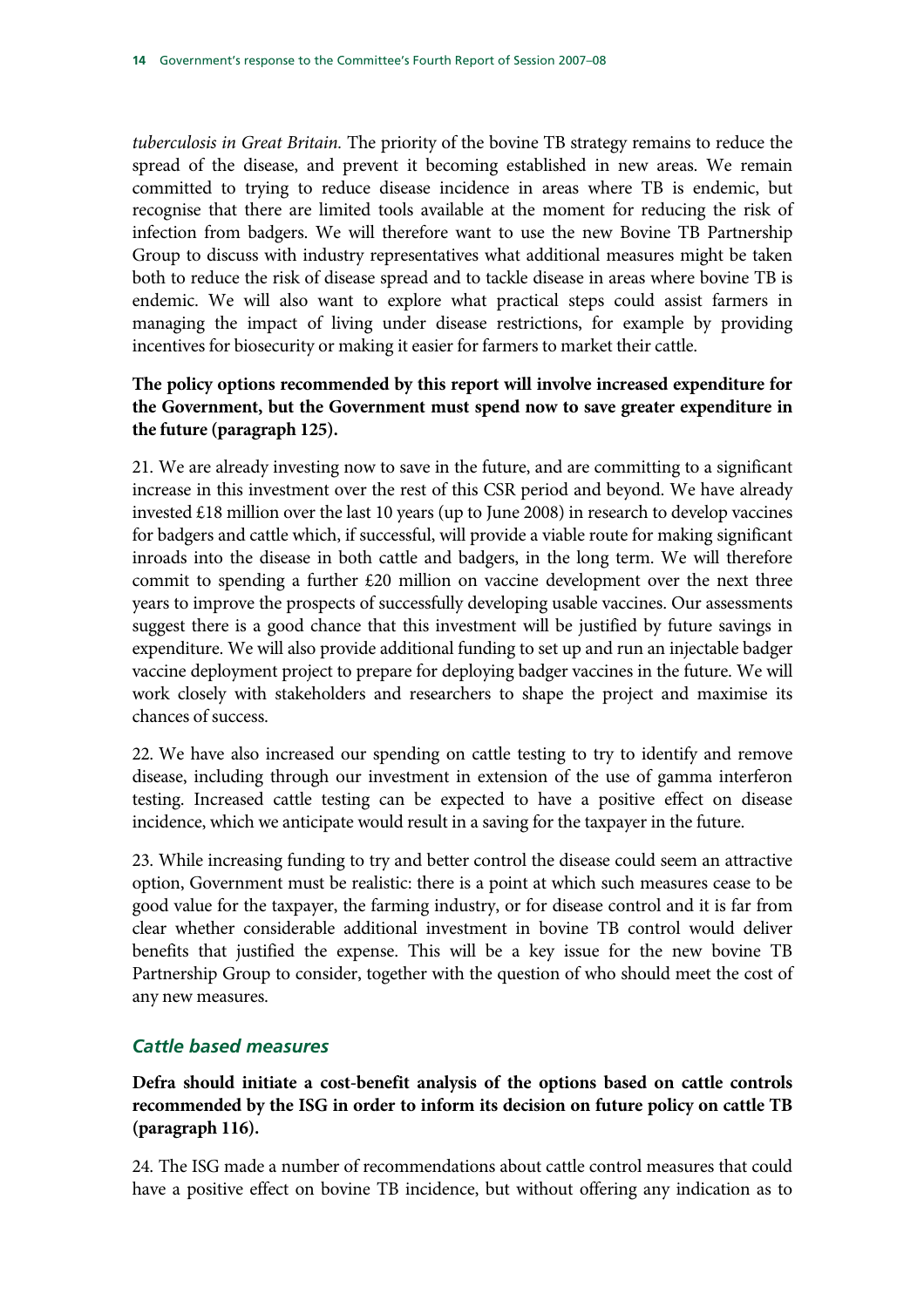*tuberculosis in Great Britain.* The priority of the bovine TB strategy remains to reduce the spread of the disease, and prevent it becoming established in new areas. We remain committed to trying to reduce disease incidence in areas where TB is endemic, but recognise that there are limited tools available at the moment for reducing the risk of infection from badgers. We will therefore want to use the new Bovine TB Partnership Group to discuss with industry representatives what additional measures might be taken both to reduce the risk of disease spread and to tackle disease in areas where bovine TB is endemic. We will also want to explore what practical steps could assist farmers in managing the impact of living under disease restrictions, for example by providing incentives for biosecurity or making it easier for farmers to market their cattle.

**The policy options recommended by this report will involve increased expenditure for the Government, but the Government must spend now to save greater expenditure in the future (paragraph 125).**

21. We are already investing now to save in the future, and are committing to a significant increase in this investment over the rest of this CSR period and beyond. We have already invested £18 million over the last 10 years (up to June 2008) in research to develop vaccines for badgers and cattle which, if successful, will provide a viable route for making significant inroads into the disease in both cattle and badgers, in the long term. We will therefore commit to spending a further £20 million on vaccine development over the next three years to improve the prospects of successfully developing usable vaccines. Our assessments suggest there is a good chance that this investment will be justified by future savings in expenditure. We will also provide additional funding to set up and run an injectable badger vaccine deployment project to prepare for deploying badger vaccines in the future. We will work closely with stakeholders and researchers to shape the project and maximise its chances of success.

22. We have also increased our spending on cattle testing to try to identify and remove disease, including through our investment in extension of the use of gamma interferon testing. Increased cattle testing can be expected to have a positive effect on disease incidence, which we anticipate would result in a saving for the taxpayer in the future.

23. While increasing funding to try and better control the disease could seem an attractive option, Government must be realistic: there is a point at which such measures cease to be good value for the taxpayer, the farming industry, or for disease control and it is far from clear whether considerable additional investment in bovine TB control would deliver benefits that justified the expense. This will be a key issue for the new bovine TB Partnership Group to consider, together with the question of who should meet the cost of any new measures.

### *Cattle based measures*

**Defra should initiate a cost-benefit analysis of the options based on cattle controls recommended by the ISG in order to inform its decision on future policy on cattle TB (paragraph 116).**

24. The ISG made a number of recommendations about cattle control measures that could have a positive effect on bovine TB incidence, but without offering any indication as to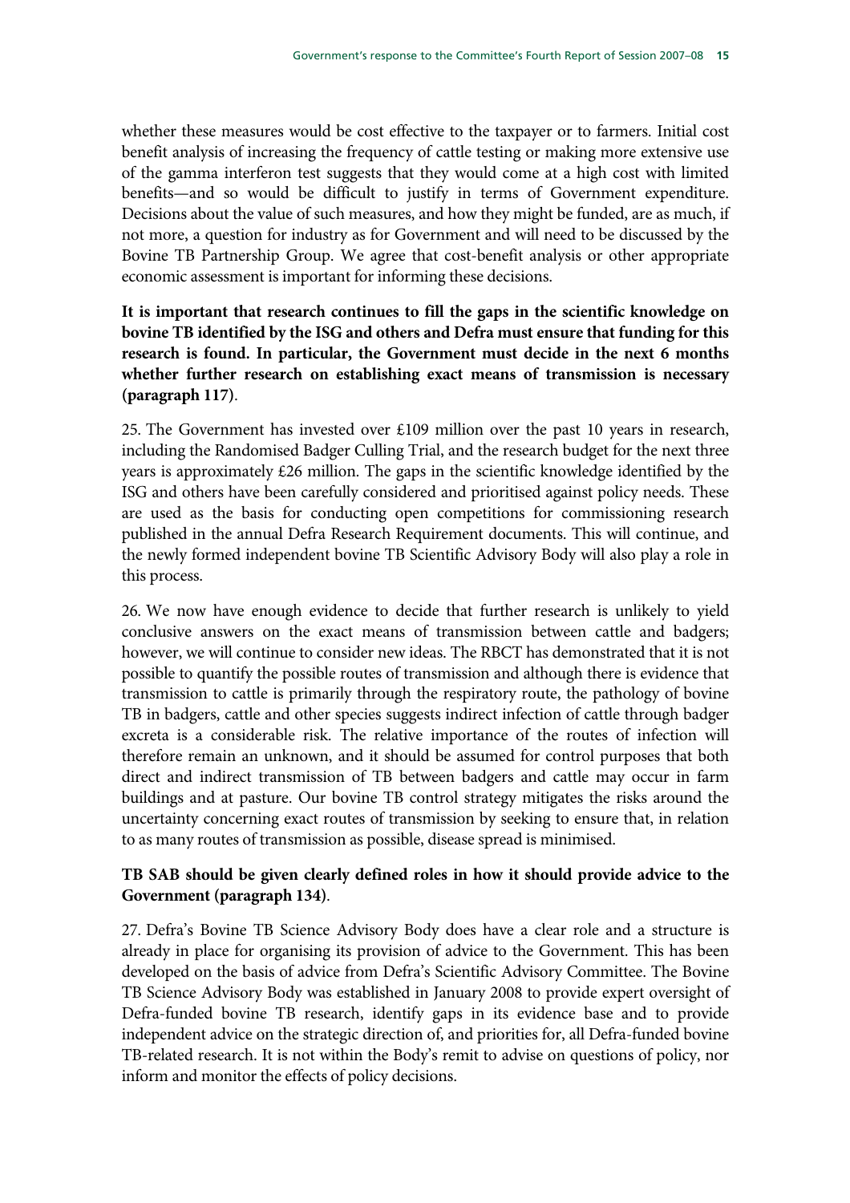whether these measures would be cost effective to the taxpayer or to farmers. Initial cost benefit analysis of increasing the frequency of cattle testing or making more extensive use of the gamma interferon test suggests that they would come at a high cost with limited benefits—and so would be difficult to justify in terms of Government expenditure. Decisions about the value of such measures, and how they might be funded, are as much, if not more, a question for industry as for Government and will need to be discussed by the Bovine TB Partnership Group. We agree that cost-benefit analysis or other appropriate economic assessment is important for informing these decisions.

**It is important that research continues to fill the gaps in the scientific knowledge on bovine TB identified by the ISG and others and Defra must ensure that funding for this research is found. In particular, the Government must decide in the next 6 months whether further research on establishing exact means of transmission is necessary (paragraph 117)**.

25. The Government has invested over £109 million over the past 10 years in research, including the Randomised Badger Culling Trial, and the research budget for the next three years is approximately £26 million. The gaps in the scientific knowledge identified by the ISG and others have been carefully considered and prioritised against policy needs. These are used as the basis for conducting open competitions for commissioning research published in the annual Defra Research Requirement documents. This will continue, and the newly formed independent bovine TB Scientific Advisory Body will also play a role in this process.

26. We now have enough evidence to decide that further research is unlikely to yield conclusive answers on the exact means of transmission between cattle and badgers; however, we will continue to consider new ideas. The RBCT has demonstrated that it is not possible to quantify the possible routes of transmission and although there is evidence that transmission to cattle is primarily through the respiratory route, the pathology of bovine TB in badgers, cattle and other species suggests indirect infection of cattle through badger excreta is a considerable risk. The relative importance of the routes of infection will therefore remain an unknown, and it should be assumed for control purposes that both direct and indirect transmission of TB between badgers and cattle may occur in farm buildings and at pasture. Our bovine TB control strategy mitigates the risks around the uncertainty concerning exact routes of transmission by seeking to ensure that, in relation to as many routes of transmission as possible, disease spread is minimised.

**TB SAB should be given clearly defined roles in how it should provide advice to the Government (paragraph 134)**.

27. Defra's Bovine TB Science Advisory Body does have a clear role and a structure is already in place for organising its provision of advice to the Government. This has been developed on the basis of advice from Defra's Scientific Advisory Committee. The Bovine TB Science Advisory Body was established in January 2008 to provide expert oversight of Defra-funded bovine TB research, identify gaps in its evidence base and to provide independent advice on the strategic direction of, and priorities for, all Defra-funded bovine TB-related research. It is not within the Body's remit to advise on questions of policy, nor inform and monitor the effects of policy decisions.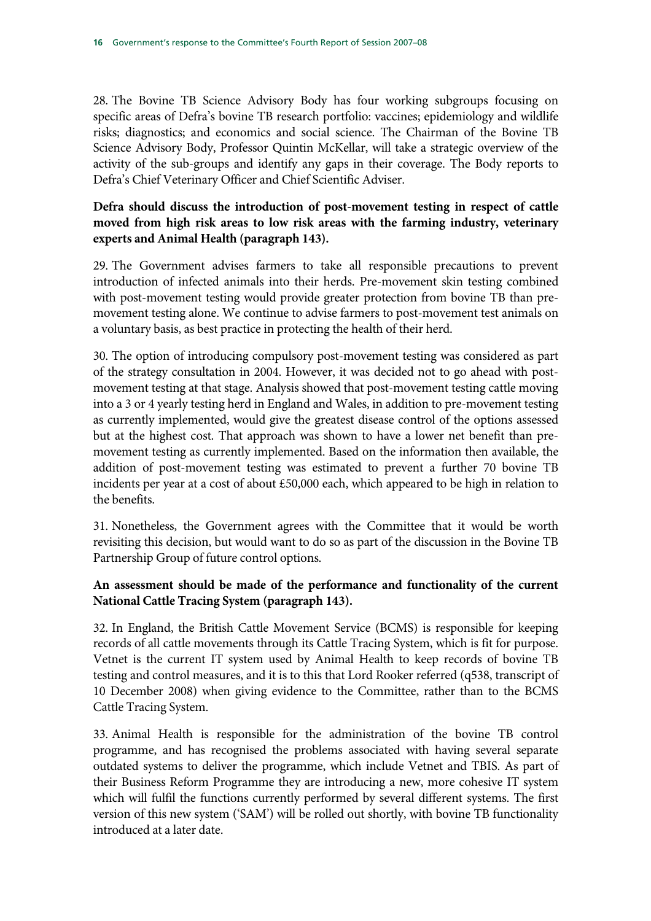28. The Bovine TB Science Advisory Body has four working subgroups focusing on specific areas of Defra's bovine TB research portfolio: vaccines; epidemiology and wildlife risks; diagnostics; and economics and social science. The Chairman of the Bovine TB Science Advisory Body, Professor Quintin McKellar, will take a strategic overview of the activity of the sub-groups and identify any gaps in their coverage. The Body reports to Defra's Chief Veterinary Officer and Chief Scientific Adviser.

**Defra should discuss the introduction of post-movement testing in respect of cattle moved from high risk areas to low risk areas with the farming industry, veterinary experts and Animal Health (paragraph 143).**

29. The Government advises farmers to take all responsible precautions to prevent introduction of infected animals into their herds. Pre-movement skin testing combined with post-movement testing would provide greater protection from bovine TB than pre-movement testing alone. We continue to advise farmers to post-movement test animals on a voluntary basis, as best practice in protecting the health of their herd.

30. The option of introducing compulsory post-movement testing was considered as part of the strategy consultation in 2004. However, it was decided not to go ahead with post-movement testing at that stage. Analysis showed that post-movement testing cattle moving into a 3 or 4 yearly testing herd in England and Wales, in addition to pre-movement testing as currently implemented, would give the greatest disease control of the options assessed but at the highest cost. That approach was shown to have a lower net benefit than pre-movement testing as currently implemented. Based on the information then available, the addition of post-movement testing was estimated to prevent a further 70 bovine TB incidents per year at a cost of about £50,000 each, which appeared to be high in relation to the benefits.

31. Nonetheless, the Government agrees with the Committee that it would be worth revisiting this decision, but would want to do so as part of the discussion in the Bovine TB Partnership Group of future control options.

**An assessment should be made of the performance and functionality of the current National Cattle Tracing System (paragraph 143).**

32. In England, the British Cattle Movement Service (BCMS) is responsible for keeping records of all cattle movements through its Cattle Tracing System, which is fit for purpose. Vetnet is the current IT system used by Animal Health to keep records of bovine TB testing and control measures, and it is to this that Lord Rooker referred (q538, transcript of 10 December 2008) when giving evidence to the Committee, rather than to the BCMS Cattle Tracing System.

33. Animal Health is responsible for the administration of the bovine TB control programme, and has recognised the problems associated with having several separate outdated systems to deliver the programme, which include Vetnet and TBIS. As part of their Business Reform Programme they are introducing a new, more cohesive IT system which will fulfil the functions currently performed by several different systems. The first version of this new system ('SAM') will be rolled out shortly, with bovine TB functionality introduced at a later date.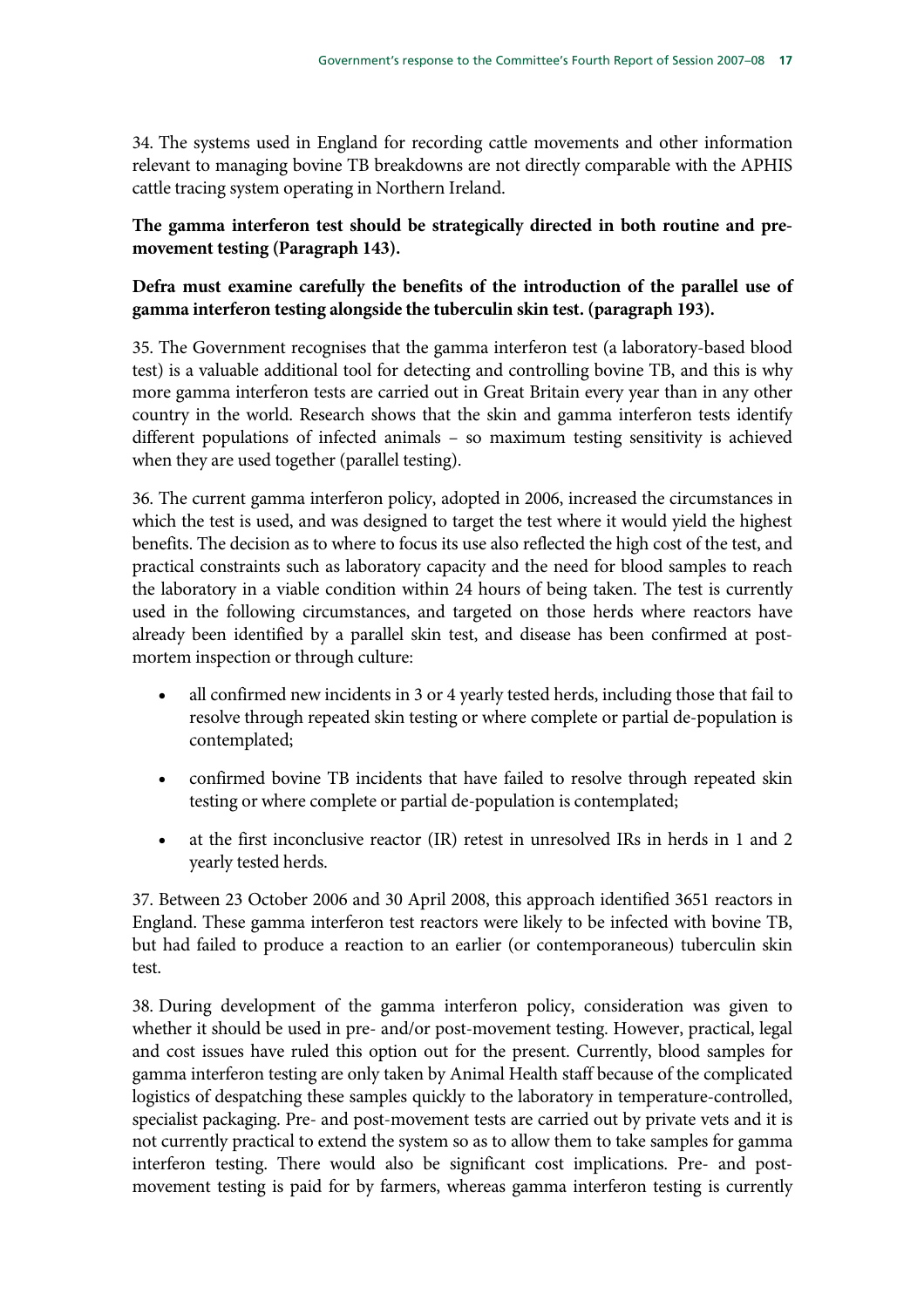34. The systems used in England for recording cattle movements and other information relevant to managing bovine TB breakdowns are not directly comparable with the APHIS cattle tracing system operating in Northern Ireland.

**The gamma interferon test should be strategically directed in both routine and pre-movement testing (Paragraph 143).**

**Defra must examine carefully the benefits of the introduction of the parallel use of gamma interferon testing alongside the tuberculin skin test. (paragraph 193).**

35. The Government recognises that the gamma interferon test (a laboratory-based blood test) is a valuable additional tool for detecting and controlling bovine TB, and this is why more gamma interferon tests are carried out in Great Britain every year than in any other country in the world. Research shows that the skin and gamma interferon tests identify different populations of infected animals – so maximum testing sensitivity is achieved when they are used together (parallel testing).

36. The current gamma interferon policy, adopted in 2006, increased the circumstances in which the test is used, and was designed to target the test where it would yield the highest benefits. The decision as to where to focus its use also reflected the high cost of the test, and practical constraints such as laboratory capacity and the need for blood samples to reach the laboratory in a viable condition within 24 hours of being taken. The test is currently used in the following circumstances, and targeted on those herds where reactors have already been identified by a parallel skin test, and disease has been confirmed at post-mortem inspection or through culture:

- all confirmed new incidents in 3 or 4 yearly tested herds, including those that fail to resolve through repeated skin testing or where complete or partial de-population is contemplated;
- confirmed bovine TB incidents that have failed to resolve through repeated skin testing or where complete or partial de-population is contemplated;
- at the first inconclusive reactor (IR) retest in unresolved IRs in herds in 1 and 2 yearly tested herds.

37. Between 23 October 2006 and 30 April 2008, this approach identified 3651 reactors in England. These gamma interferon test reactors were likely to be infected with bovine TB, but had failed to produce a reaction to an earlier (or contemporaneous) tuberculin skin test.

38. During development of the gamma interferon policy, consideration was given to whether it should be used in pre- and/or post-movement testing. However, practical, legal and cost issues have ruled this option out for the present. Currently, blood samples for gamma interferon testing are only taken by Animal Health staff because of the complicated logistics of despatching these samples quickly to the laboratory in temperature-controlled, specialist packaging. Pre- and post-movement tests are carried out by private vets and it is not currently practical to extend the system so as to allow them to take samples for gamma interferon testing. There would also be significant cost implications. Pre- and post-movement testing is paid for by farmers, whereas gamma interferon testing is currently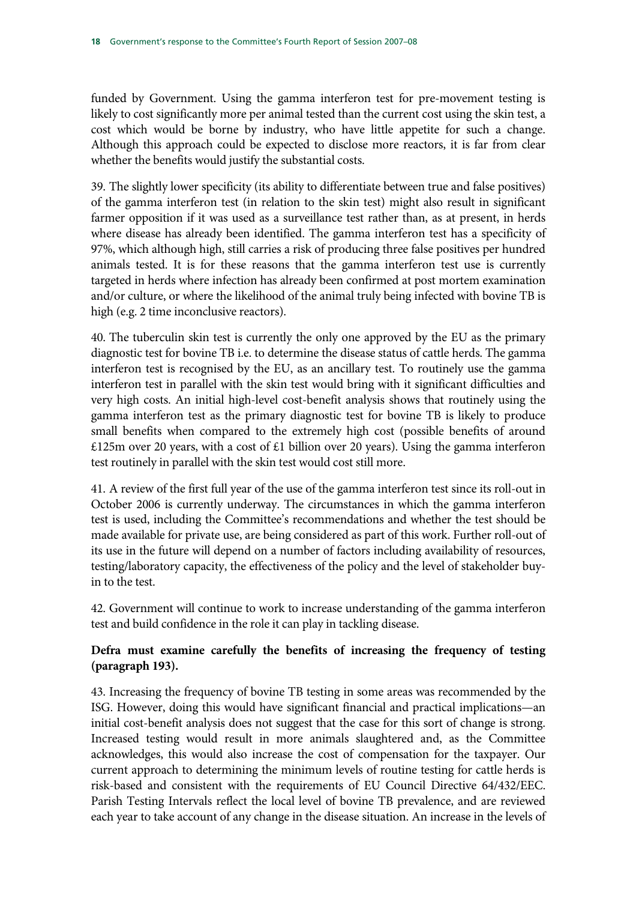funded by Government. Using the gamma interferon test for pre-movement testing is likely to cost significantly more per animal tested than the current cost using the skin test, a cost which would be borne by industry, who have little appetite for such a change. Although this approach could be expected to disclose more reactors, it is far from clear whether the benefits would justify the substantial costs.

39. The slightly lower specificity (its ability to differentiate between true and false positives) of the gamma interferon test (in relation to the skin test) might also result in significant farmer opposition if it was used as a surveillance test rather than, as at present, in herds where disease has already been identified. The gamma interferon test has a specificity of 97%, which although high, still carries a risk of producing three false positives per hundred animals tested. It is for these reasons that the gamma interferon test use is currently targeted in herds where infection has already been confirmed at post mortem examination and/or culture, or where the likelihood of the animal truly being infected with bovine TB is high (e.g. 2 time inconclusive reactors).

40. The tuberculin skin test is currently the only one approved by the EU as the primary diagnostic test for bovine TB i.e. to determine the disease status of cattle herds. The gamma interferon test is recognised by the EU, as an ancillary test. To routinely use the gamma interferon test in parallel with the skin test would bring with it significant difficulties and very high costs. An initial high-level cost-benefit analysis shows that routinely using the gamma interferon test as the primary diagnostic test for bovine TB is likely to produce small benefits when compared to the extremely high cost (possible benefits of around £125m over 20 years, with a cost of £1 billion over 20 years). Using the gamma interferon test routinely in parallel with the skin test would cost still more.

41. A review of the first full year of the use of the gamma interferon test since its roll-out in October 2006 is currently underway. The circumstances in which the gamma interferon test is used, including the Committee's recommendations and whether the test should be made available for private use, are being considered as part of this work. Further roll-out of its use in the future will depend on a number of factors including availability of resources, testing/laboratory capacity, the effectiveness of the policy and the level of stakeholder buy-in to the test.

42. Government will continue to work to increase understanding of the gamma interferon test and build confidence in the role it can play in tackling disease.

**Defra must examine carefully the benefits of increasing the frequency of testing (paragraph 193).**

43. Increasing the frequency of bovine TB testing in some areas was recommended by the ISG. However, doing this would have significant financial and practical implications—an initial cost-benefit analysis does not suggest that the case for this sort of change is strong. Increased testing would result in more animals slaughtered and, as the Committee acknowledges, this would also increase the cost of compensation for the taxpayer. Our current approach to determining the minimum levels of routine testing for cattle herds is risk-based and consistent with the requirements of EU Council Directive 64/432/EEC. Parish Testing Intervals reflect the local level of bovine TB prevalence, and are reviewed each year to take account of any change in the disease situation. An increase in the levels of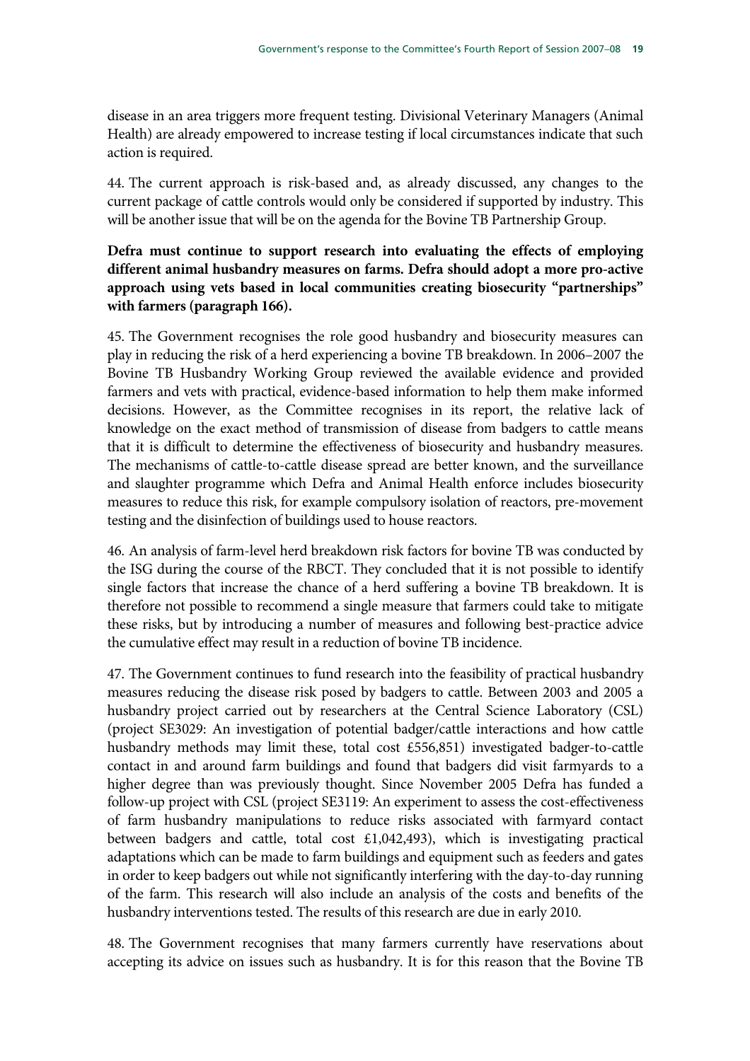disease in an area triggers more frequent testing. Divisional Veterinary Managers (Animal Health) are already empowered to increase testing if local circumstances indicate that such action is required.

44. The current approach is risk-based and, as already discussed, any changes to the current package of cattle controls would only be considered if supported by industry. This will be another issue that will be on the agenda for the Bovine TB Partnership Group.

**Defra must continue to support research into evaluating the effects of employing different animal husbandry measures on farms. Defra should adopt a more pro-active approach using vets based in local communities creating biosecurity "partnerships" with farmers (paragraph 166).**

45. The Government recognises the role good husbandry and biosecurity measures can play in reducing the risk of a herd experiencing a bovine TB breakdown. In 2006–2007 the Bovine TB Husbandry Working Group reviewed the available evidence and provided farmers and vets with practical, evidence-based information to help them make informed decisions. However, as the Committee recognises in its report, the relative lack of knowledge on the exact method of transmission of disease from badgers to cattle means that it is difficult to determine the effectiveness of biosecurity and husbandry measures. The mechanisms of cattle-to-cattle disease spread are better known, and the surveillance and slaughter programme which Defra and Animal Health enforce includes biosecurity measures to reduce this risk, for example compulsory isolation of reactors, pre-movement testing and the disinfection of buildings used to house reactors.

46. An analysis of farm-level herd breakdown risk factors for bovine TB was conducted by the ISG during the course of the RBCT. They concluded that it is not possible to identify single factors that increase the chance of a herd suffering a bovine TB breakdown. It is therefore not possible to recommend a single measure that farmers could take to mitigate these risks, but by introducing a number of measures and following best-practice advice the cumulative effect may result in a reduction of bovine TB incidence.

47. The Government continues to fund research into the feasibility of practical husbandry measures reducing the disease risk posed by badgers to cattle. Between 2003 and 2005 a husbandry project carried out by researchers at the Central Science Laboratory (CSL) (project SE3029: An investigation of potential badger/cattle interactions and how cattle husbandry methods may limit these, total cost £556,851) investigated badger-to-cattle contact in and around farm buildings and found that badgers did visit farmyards to a higher degree than was previously thought. Since November 2005 Defra has funded a follow-up project with CSL (project SE3119: An experiment to assess the cost-effectiveness of farm husbandry manipulations to reduce risks associated with farmyard contact between badgers and cattle, total cost £1,042,493), which is investigating practical adaptations which can be made to farm buildings and equipment such as feeders and gates in order to keep badgers out while not significantly interfering with the day-to-day running of the farm. This research will also include an analysis of the costs and benefits of the husbandry interventions tested. The results of this research are due in early 2010.

48. The Government recognises that many farmers currently have reservations about accepting its advice on issues such as husbandry. It is for this reason that the Bovine TB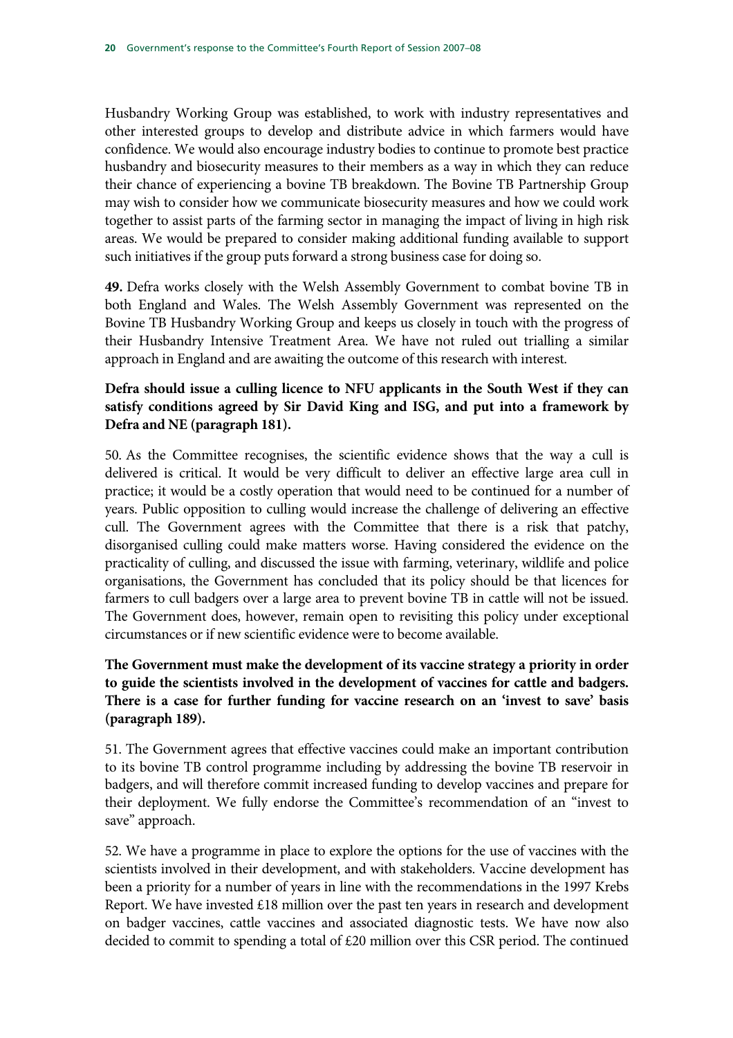Husbandry Working Group was established, to work with industry representatives and other interested groups to develop and distribute advice in which farmers would have confidence. We would also encourage industry bodies to continue to promote best practice husbandry and biosecurity measures to their members as a way in which they can reduce their chance of experiencing a bovine TB breakdown. The Bovine TB Partnership Group may wish to consider how we communicate biosecurity measures and how we could work together to assist parts of the farming sector in managing the impact of living in high risk areas. We would be prepared to consider making additional funding available to support such initiatives if the group puts forward a strong business case for doing so.

**49.** Defra works closely with the Welsh Assembly Government to combat bovine TB in both England and Wales. The Welsh Assembly Government was represented on the Bovine TB Husbandry Working Group and keeps us closely in touch with the progress of their Husbandry Intensive Treatment Area. We have not ruled out trialling a similar approach in England and are awaiting the outcome of this research with interest.

**Defra should issue a culling licence to NFU applicants in the South West if they can satisfy conditions agreed by Sir David King and ISG, and put into a framework by Defra and NE (paragraph 181).**

50. As the Committee recognises, the scientific evidence shows that the way a cull is delivered is critical. It would be very difficult to deliver an effective large area cull in practice; it would be a costly operation that would need to be continued for a number of years. Public opposition to culling would increase the challenge of delivering an effective cull. The Government agrees with the Committee that there is a risk that patchy, disorganised culling could make matters worse. Having considered the evidence on the practicality of culling, and discussed the issue with farming, veterinary, wildlife and police organisations, the Government has concluded that its policy should be that licences for farmers to cull badgers over a large area to prevent bovine TB in cattle will not be issued. The Government does, however, remain open to revisiting this policy under exceptional circumstances or if new scientific evidence were to become available.

**The Government must make the development of its vaccine strategy a priority in order to guide the scientists involved in the development of vaccines for cattle and badgers. There is a case for further funding for vaccine research on an 'invest to save' basis (paragraph 189).**

51. The Government agrees that effective vaccines could make an important contribution to its bovine TB control programme including by addressing the bovine TB reservoir in badgers, and will therefore commit increased funding to develop vaccines and prepare for their deployment. We fully endorse the Committee's recommendation of an "invest to save" approach.

52. We have a programme in place to explore the options for the use of vaccines with the scientists involved in their development, and with stakeholders. Vaccine development has been a priority for a number of years in line with the recommendations in the 1997 Krebs Report. We have invested £18 million over the past ten years in research and development on badger vaccines, cattle vaccines and associated diagnostic tests. We have now also decided to commit to spending a total of £20 million over this CSR period. The continued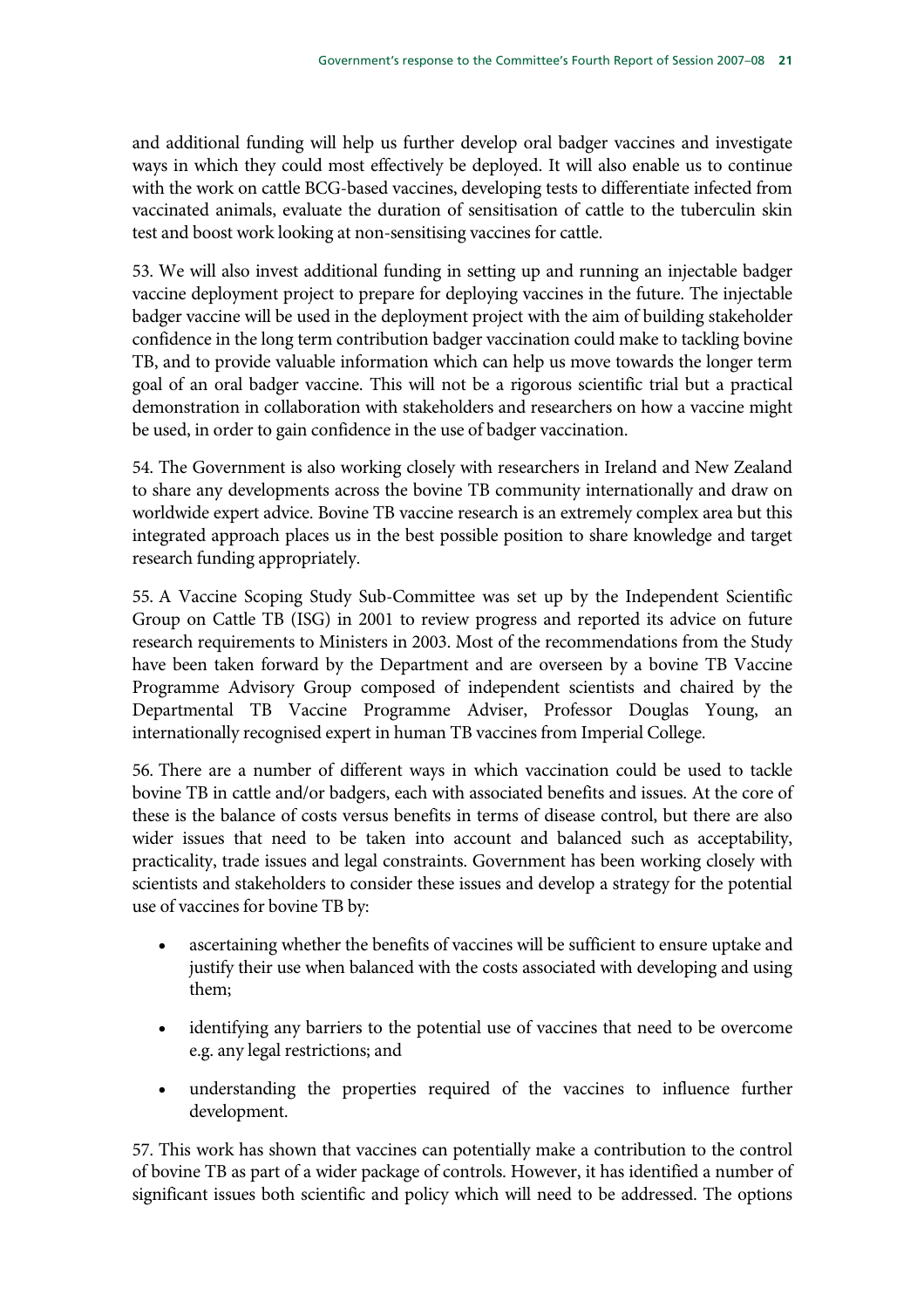and additional funding will help us further develop oral badger vaccines and investigate ways in which they could most effectively be deployed. It will also enable us to continue with the work on cattle BCG-based vaccines, developing tests to differentiate infected from vaccinated animals, evaluate the duration of sensitisation of cattle to the tuberculin skin test and boost work looking at non-sensitising vaccines for cattle.

53. We will also invest additional funding in setting up and running an injectable badger vaccine deployment project to prepare for deploying vaccines in the future. The injectable badger vaccine will be used in the deployment project with the aim of building stakeholder confidence in the long term contribution badger vaccination could make to tackling bovine TB, and to provide valuable information which can help us move towards the longer term goal of an oral badger vaccine. This will not be a rigorous scientific trial but a practical demonstration in collaboration with stakeholders and researchers on how a vaccine might be used, in order to gain confidence in the use of badger vaccination.

54. The Government is also working closely with researchers in Ireland and New Zealand to share any developments across the bovine TB community internationally and draw on worldwide expert advice. Bovine TB vaccine research is an extremely complex area but this integrated approach places us in the best possible position to share knowledge and target research funding appropriately.

55. A Vaccine Scoping Study Sub-Committee was set up by the Independent Scientific Group on Cattle TB (ISG) in 2001 to review progress and reported its advice on future research requirements to Ministers in 2003. Most of the recommendations from the Study have been taken forward by the Department and are overseen by a bovine TB Vaccine Programme Advisory Group composed of independent scientists and chaired by the Departmental TB Vaccine Programme Adviser, Professor Douglas Young, an internationally recognised expert in human TB vaccines from Imperial College.

56. There are a number of different ways in which vaccination could be used to tackle bovine TB in cattle and/or badgers, each with associated benefits and issues. At the core of these is the balance of costs versus benefits in terms of disease control, but there are also wider issues that need to be taken into account and balanced such as acceptability, practicality, trade issues and legal constraints. Government has been working closely with scientists and stakeholders to consider these issues and develop a strategy for the potential use of vaccines for bovine TB by:

- ascertaining whether the benefits of vaccines will be sufficient to ensure uptake and justify their use when balanced with the costs associated with developing and using them;
- identifying any barriers to the potential use of vaccines that need to be overcome e.g. any legal restrictions; and
- understanding the properties required of the vaccines to influence further development.

57. This work has shown that vaccines can potentially make a contribution to the control of bovine TB as part of a wider package of controls. However, it has identified a number of significant issues both scientific and policy which will need to be addressed. The options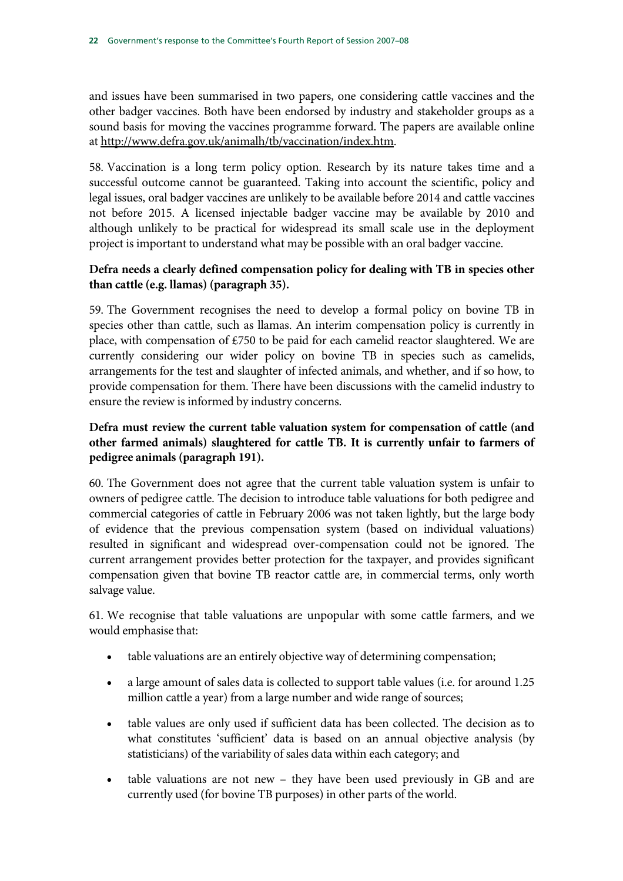and issues have been summarised in two papers, one considering cattle vaccines and the other badger vaccines. Both have been endorsed by industry and stakeholder groups as a sound basis for moving the vaccines programme forward. The papers are available online at http://www.defra.gov.uk/animalh/tb/vaccination/index.htm.

58. Vaccination is a long term policy option. Research by its nature takes time and a successful outcome cannot be guaranteed. Taking into account the scientific, policy and legal issues, oral badger vaccines are unlikely to be available before 2014 and cattle vaccines not before 2015. A licensed injectable badger vaccine may be available by 2010 and although unlikely to be practical for widespread its small scale use in the deployment project is important to understand what may be possible with an oral badger vaccine.

**Defra needs a clearly defined compensation policy for dealing with TB in species other than cattle (e.g. llamas) (paragraph 35).**

59. The Government recognises the need to develop a formal policy on bovine TB in species other than cattle, such as llamas. An interim compensation policy is currently in place, with compensation of £750 to be paid for each camelid reactor slaughtered. We are currently considering our wider policy on bovine TB in species such as camelids, arrangements for the test and slaughter of infected animals, and whether, and if so how, to provide compensation for them. There have been discussions with the camelid industry to ensure the review is informed by industry concerns.

**Defra must review the current table valuation system for compensation of cattle (and other farmed animals) slaughtered for cattle TB. It is currently unfair to farmers of pedigree animals (paragraph 191).**

60. The Government does not agree that the current table valuation system is unfair to owners of pedigree cattle. The decision to introduce table valuations for both pedigree and commercial categories of cattle in February 2006 was not taken lightly, but the large body of evidence that the previous compensation system (based on individual valuations) resulted in significant and widespread over-compensation could not be ignored. The current arrangement provides better protection for the taxpayer, and provides significant compensation given that bovine TB reactor cattle are, in commercial terms, only worth salvage value.

61. We recognise that table valuations are unpopular with some cattle farmers, and we would emphasise that:

- table valuations are an entirely objective way of determining compensation;
- a large amount of sales data is collected to support table values (i.e. for around 1.25 million cattle a year) from a large number and wide range of sources;
- table values are only used if sufficient data has been collected. The decision as to what constitutes 'sufficient' data is based on an annual objective analysis (by statisticians) of the variability of sales data within each category; and
- table valuations are not new – they have been used previously in GB and are currently used (for bovine TB purposes) in other parts of the world.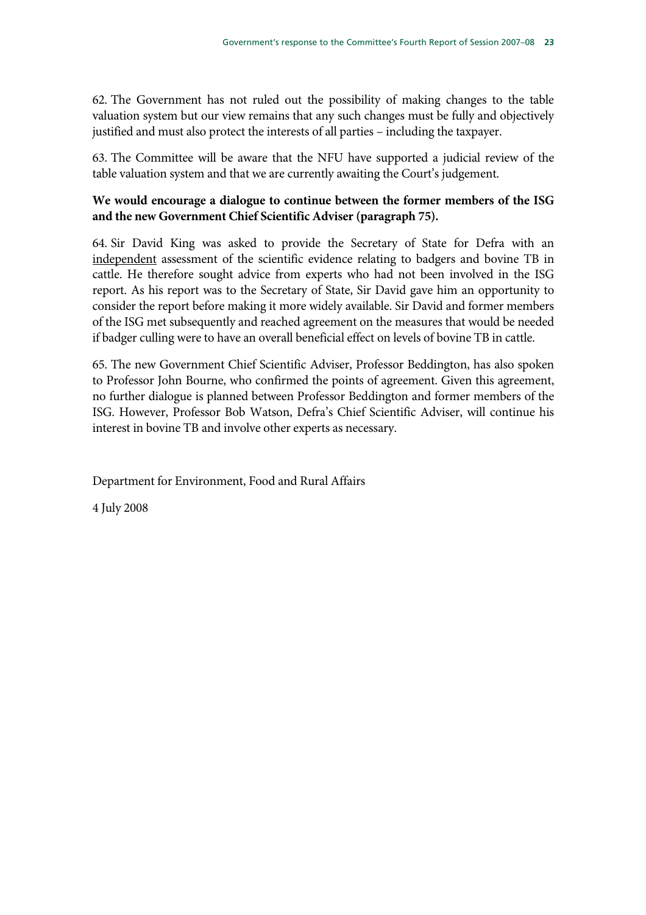62. The Government has not ruled out the possibility of making changes to the table valuation system but our view remains that any such changes must be fully and objectively justified and must also protect the interests of all parties – including the taxpayer.

63. The Committee will be aware that the NFU have supported a judicial review of the table valuation system and that we are currently awaiting the Court's judgement.

**We would encourage a dialogue to continue between the former members of the ISG and the new Government Chief Scientific Adviser (paragraph 75).**

64. Sir David King was asked to provide the Secretary of State for Defra with an <u>independent</u> assessment of the scientific evidence relating to badgers and bovine TB in cattle. He therefore sought advice from experts who had not been involved in the ISG report. As his report was to the Secretary of State, Sir David gave him an opportunity to consider the report before making it more widely available. Sir David and former members of the ISG met subsequently and reached agreement on the measures that would be needed if badger culling were to have an overall beneficial effect on levels of bovine TB in cattle.

65. The new Government Chief Scientific Adviser, Professor Beddington, has also spoken to Professor John Bourne, who confirmed the points of agreement. Given this agreement, no further dialogue is planned between Professor Beddington and former members of the ISG. However, Professor Bob Watson, Defra's Chief Scientific Adviser, will continue his interest in bovine TB and involve other experts as necessary.

Department for Environment, Food and Rural Affairs

4 July 2008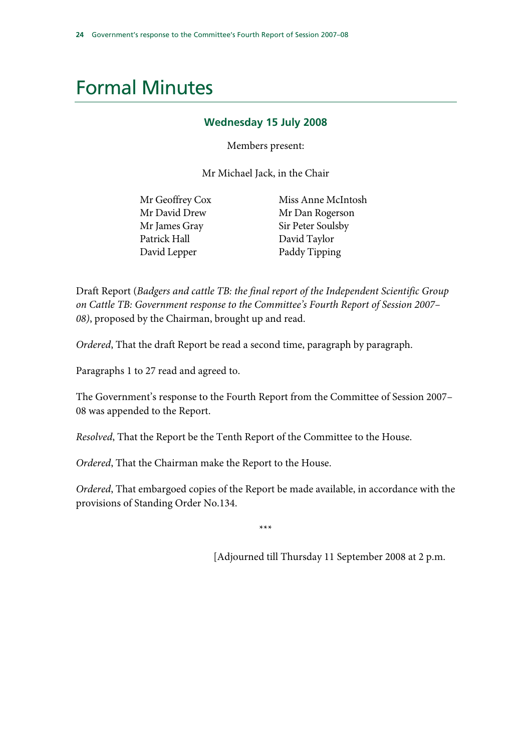# Formal Minutes

### Wednesday 15 July 2008

Members present:

Mr Michael Jack, in the Chair

| | |
|---|---|
| Mr Geoffrey Cox | Miss Anne McIntosh |
| Mr David Drew | Mr Dan Rogerson |
| Mr James Gray | Sir Peter Soulsby |
| Patrick Hall | David Taylor |
| David Lepper | Paddy Tipping |

Draft Report (*Badgers and cattle TB: the final report of the Independent Scientific Group on Cattle TB: Government response to the Committee's Fourth Report of Session 2007–08)*, proposed by the Chairman, brought up and read.

*Ordered*, That the draft Report be read a second time, paragraph by paragraph.

Paragraphs 1 to 27 read and agreed to.

The Government's response to the Fourth Report from the Committee of Session 2007–08 was appended to the Report.

*Resolved*, That the Report be the Tenth Report of the Committee to the House.

*Ordered*, That the Chairman make the Report to the House.

*Ordered*, That embargoed copies of the Report be made available, in accordance with the provisions of Standing Order No.134.

\*\*\*

[Adjourned till Thursday 11 September 2008 at 2 p.m.